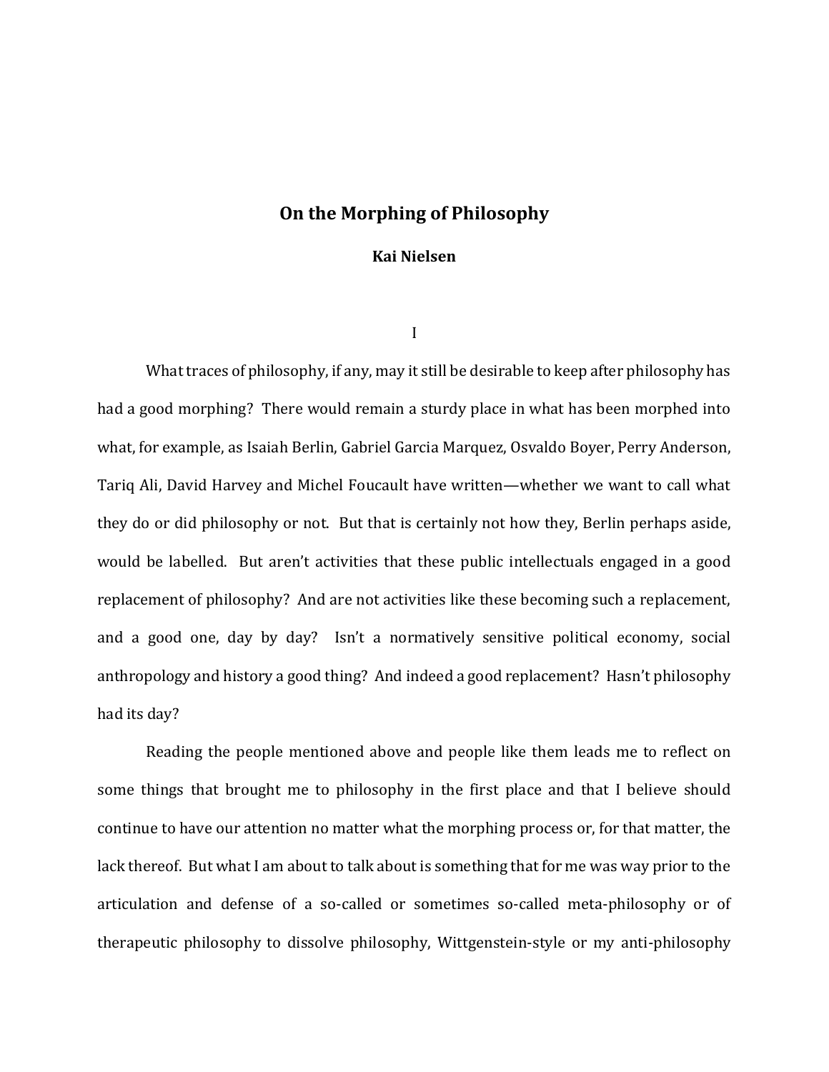# On the Morphing of Philosophy

**Kai Nielsen**

## I

What traces of philosophy, if any, may it still be desirable to keep after philosophy has had a good morphing? There would remain a sturdy place in what has been morphed into what, for example, as Isaiah Berlin, Gabriel Garcia Marquez, Osvaldo Boyer, Perry Anderson, Tariq Ali, David Harvey and Michel Foucault have written—whether we want to call what they do or did philosophy or not. But that is certainly not how they, Berlin perhaps aside, would be labelled. But aren't activities that these public intellectuals engaged in a good replacement of philosophy? And are not activities like these becoming such a replacement, and a good one, day by day? Isn't a normatively sensitive political economy, social anthropology and history a good thing? And indeed a good replacement? Hasn't philosophy had its day?

Reading the people mentioned above and people like them leads me to reflect on some things that brought me to philosophy in the first place and that I believe should continue to have our attention no matter what the morphing process or, for that matter, the lack thereof. But what I am about to talk about is something that for me was way prior to the articulation and defense of a so-called or sometimes so-called meta-philosophy or of therapeutic philosophy to dissolve philosophy, Wittgenstein-style or my anti-philosophy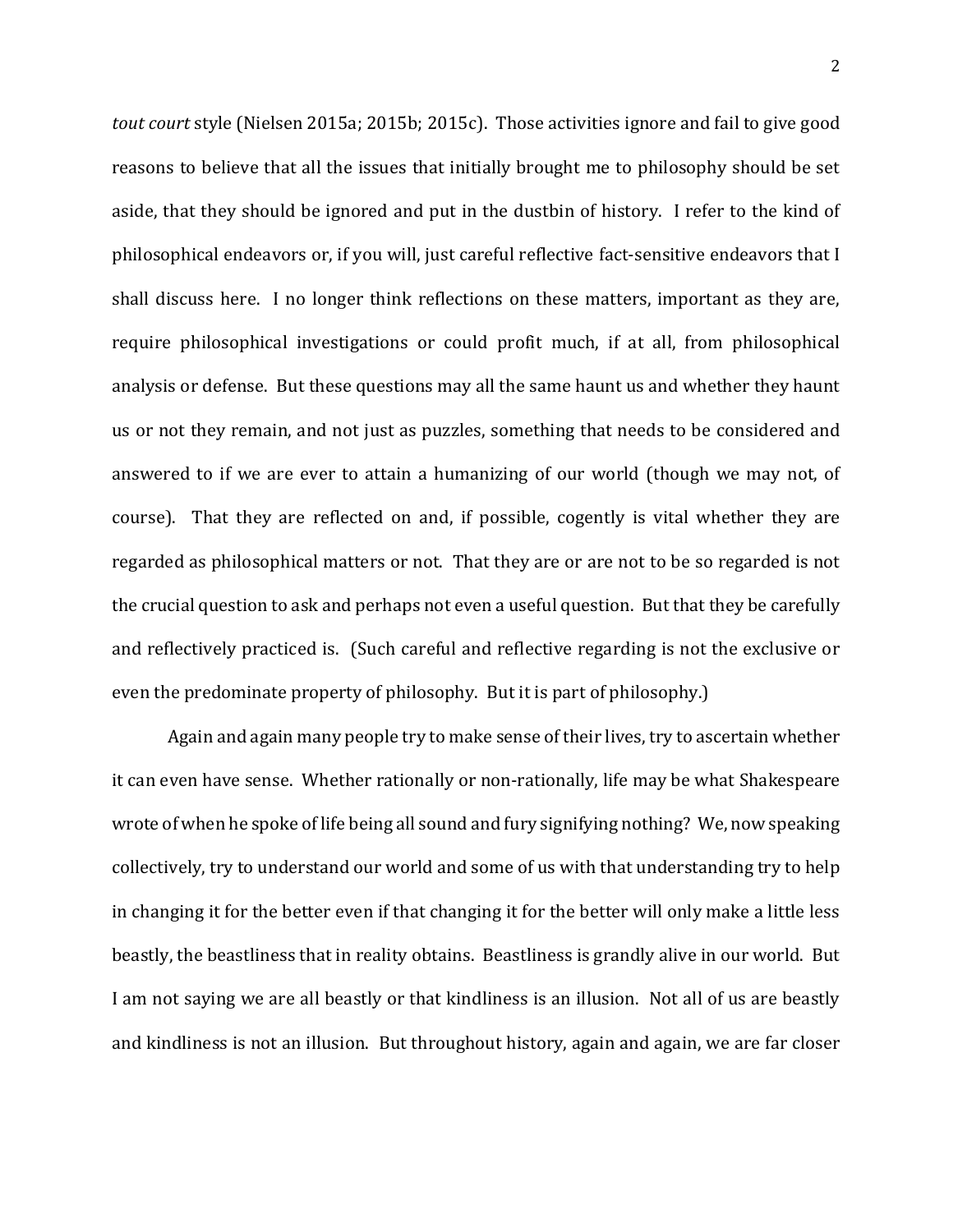*tout court* style (Nielsen 2015a; 2015b; 2015c). Those activities ignore and fail to give good reasons to believe that all the issues that initially brought me to philosophy should be set aside, that they should be ignored and put in the dustbin of history. I refer to the kind of philosophical endeavors or, if you will, just careful reflective fact-sensitive endeavors that I shall discuss here. I no longer think reflections on these matters, important as they are, require philosophical investigations or could profit much, if at all, from philosophical analysis or defense. But these questions may all the same haunt us and whether they haunt us or not they remain, and not just as puzzles, something that needs to be considered and answered to if we are ever to attain a humanizing of our world (though we may not, of course). That they are reflected on and, if possible, cogently is vital whether they are regarded as philosophical matters or not. That they are or are not to be so regarded is not the crucial question to ask and perhaps not even a useful question. But that they be carefully and reflectively practiced is. (Such careful and reflective regarding is not the exclusive or even the predominate property of philosophy. But it is part of philosophy.)

Again and again many people try to make sense of their lives, try to ascertain whether it can even have sense. Whether rationally or non-rationally, life may be what Shakespeare wrote of when he spoke of life being all sound and fury signifying nothing? We, now speaking collectively, try to understand our world and some of us with that understanding try to help in changing it for the better even if that changing it for the better will only make a little less beastly, the beastliness that in reality obtains. Beastliness is grandly alive in our world. But I am not saying we are all beastly or that kindliness is an illusion. Not all of us are beastly and kindliness is not an illusion. But throughout history, again and again, we are far closer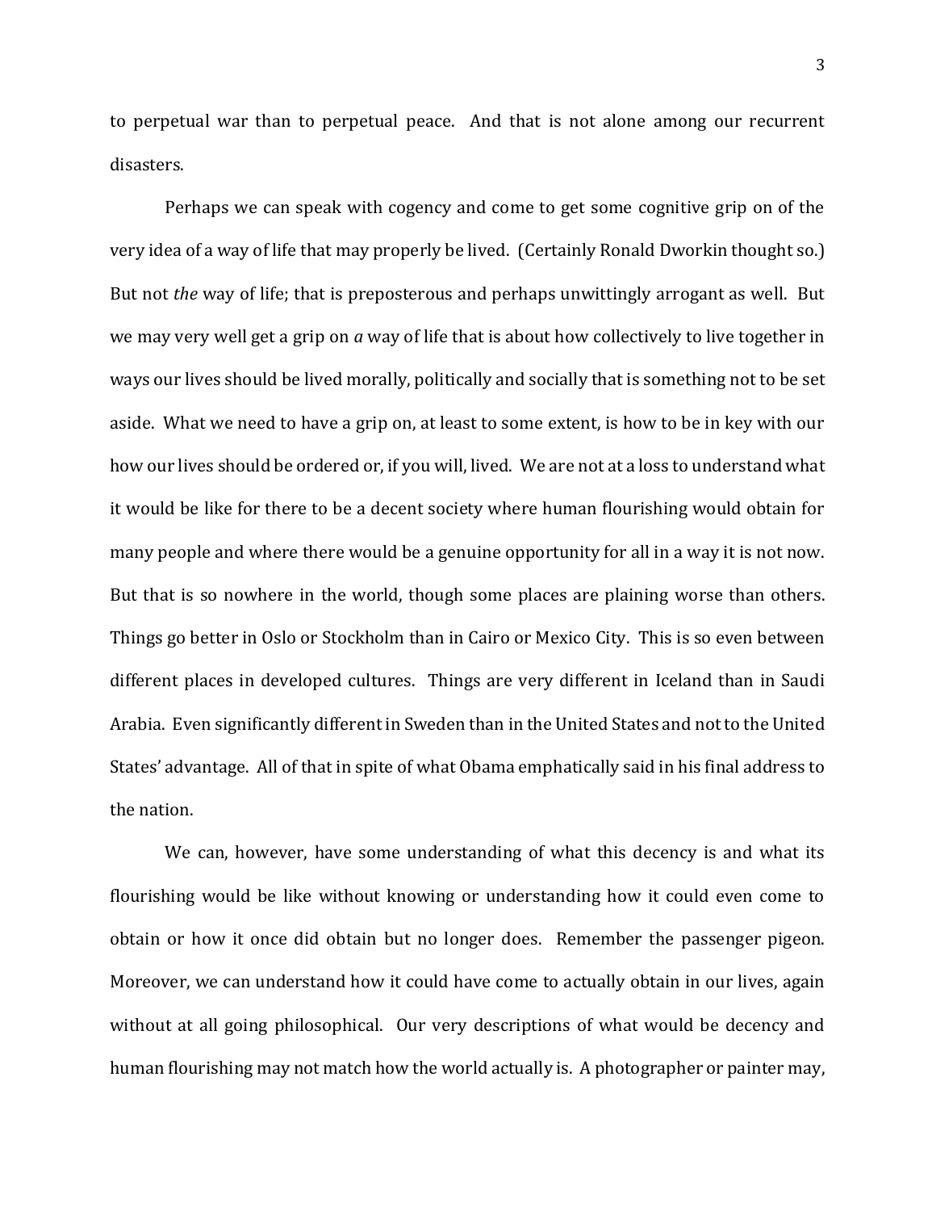to perpetual war than to perpetual peace. And that is not alone among our recurrent disasters.

Perhaps we can speak with cogency and come to get some cognitive grip on of the very idea of a way of life that may properly be lived. (Certainly Ronald Dworkin thought so.) But not *the* way of life; that is preposterous and perhaps unwittingly arrogant as well. But we may very well get a grip on *a* way of life that is about how collectively to live together in ways our lives should be lived morally, politically and socially that is something not to be set aside. What we need to have a grip on, at least to some extent, is how to be in key with our how our lives should be ordered or, if you will, lived. We are not at a loss to understand what it would be like for there to be a decent society where human flourishing would obtain for many people and where there would be a genuine opportunity for all in a way it is not now. But that is so nowhere in the world, though some places are plaining worse than others. Things go better in Oslo or Stockholm than in Cairo or Mexico City. This is so even between different places in developed cultures. Things are very different in Iceland than in Saudi Arabia. Even significantly different in Sweden than in the United States and not to the United States' advantage. All of that in spite of what Obama emphatically said in his final address to the nation.

We can, however, have some understanding of what this decency is and what its flourishing would be like without knowing or understanding how it could even come to obtain or how it once did obtain but no longer does. Remember the passenger pigeon. Moreover, we can understand how it could have come to actually obtain in our lives, again without at all going philosophical. Our very descriptions of what would be decency and human flourishing may not match how the world actually is. A photographer or painter may,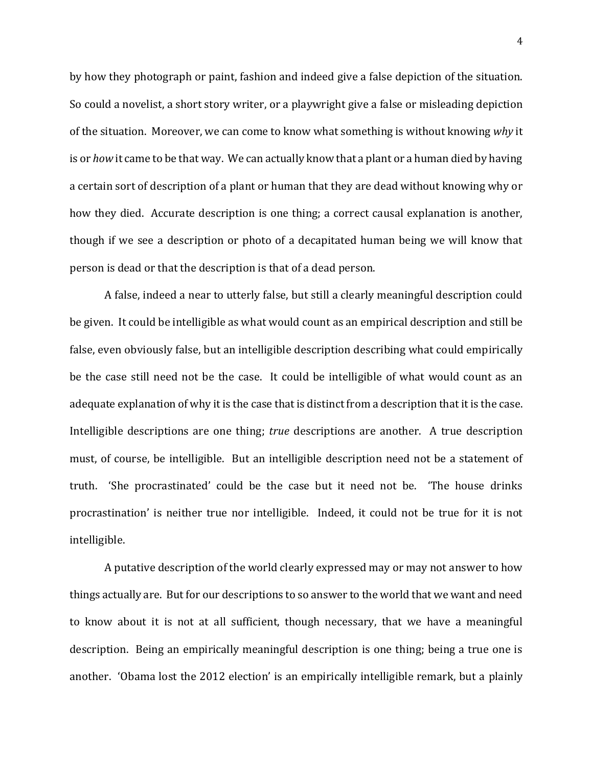by how they photograph or paint, fashion and indeed give a false depiction of the situation. So could a novelist, a short story writer, or a playwright give a false or misleading depiction of the situation. Moreover, we can come to know what something is without knowing *why* it is or *how* it came to be that way. We can actually know that a plant or a human died by having a certain sort of description of a plant or human that they are dead without knowing why or how they died. Accurate description is one thing; a correct causal explanation is another, though if we see a description or photo of a decapitated human being we will know that person is dead or that the description is that of a dead person.

A false, indeed a near to utterly false, but still a clearly meaningful description could be given. It could be intelligible as what would count as an empirical description and still be false, even obviously false, but an intelligible description describing what could empirically be the case still need not be the case. It could be intelligible of what would count as an adequate explanation of why it is the case that is distinct from a description that it is the case. Intelligible descriptions are one thing; *true* descriptions are another. A true description must, of course, be intelligible. But an intelligible description need not be a statement of truth. 'She procrastinated' could be the case but it need not be. 'The house drinks procrastination' is neither true nor intelligible. Indeed, it could not be true for it is not intelligible.

A putative description of the world clearly expressed may or may not answer to how things actually are. But for our descriptions to so answer to the world that we want and need to know about it is not at all sufficient, though necessary, that we have a meaningful description. Being an empirically meaningful description is one thing; being a true one is another. 'Obama lost the 2012 election' is an empirically intelligible remark, but a plainly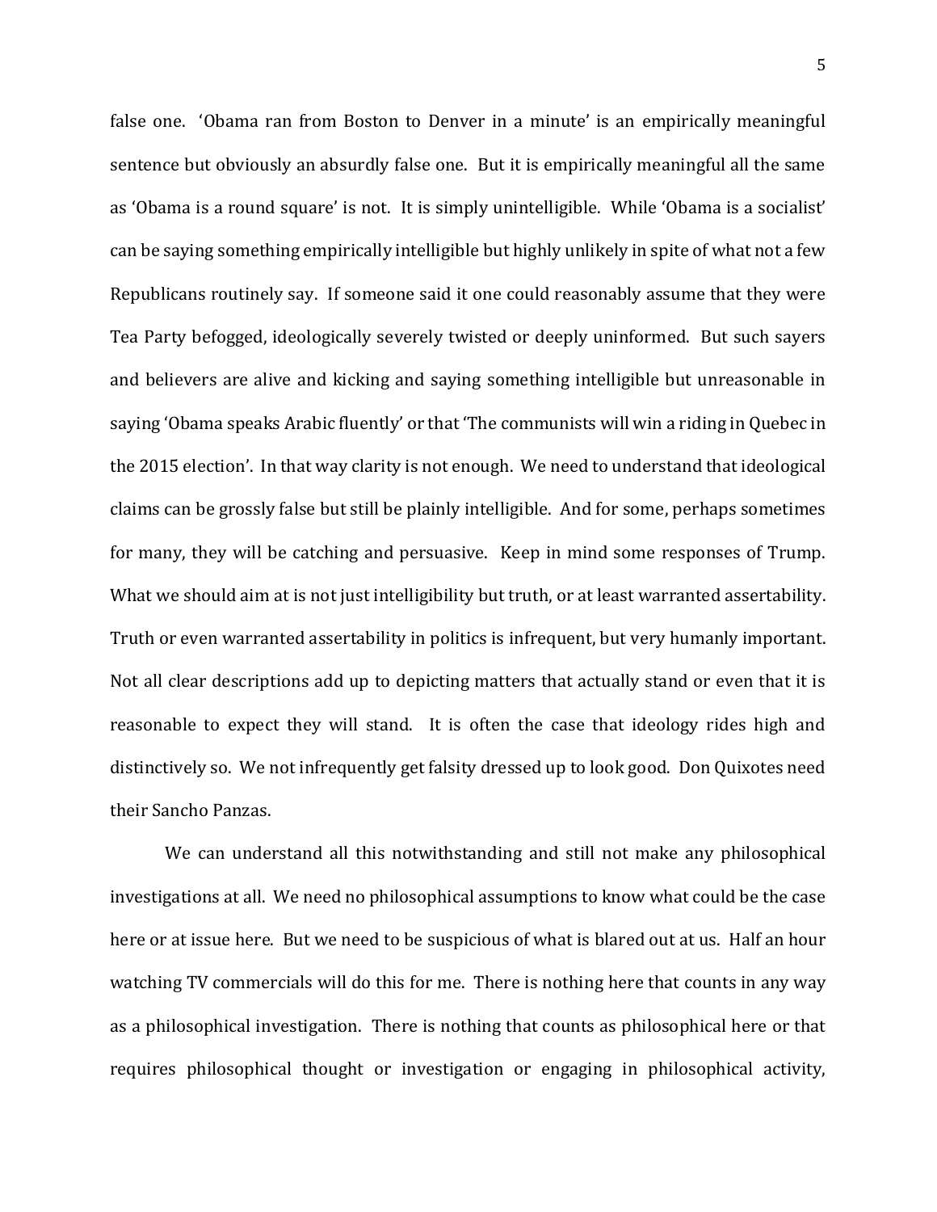false one. 'Obama ran from Boston to Denver in a minute' is an empirically meaningful sentence but obviously an absurdly false one. But it is empirically meaningful all the same as 'Obama is a round square' is not. It is simply unintelligible. While 'Obama is a socialist' can be saying something empirically intelligible but highly unlikely in spite of what not a few Republicans routinely say. If someone said it one could reasonably assume that they were Tea Party befogged, ideologically severely twisted or deeply uninformed. But such sayers and believers are alive and kicking and saying something intelligible but unreasonable in saying 'Obama speaks Arabic fluently' or that 'The communists will win a riding in Quebec in the 2015 election'. In that way clarity is not enough. We need to understand that ideological claims can be grossly false but still be plainly intelligible. And for some, perhaps sometimes for many, they will be catching and persuasive. Keep in mind some responses of Trump. What we should aim at is not just intelligibility but truth, or at least warranted assertability. Truth or even warranted assertability in politics is infrequent, but very humanly important. Not all clear descriptions add up to depicting matters that actually stand or even that it is reasonable to expect they will stand. It is often the case that ideology rides high and distinctively so. We not infrequently get falsity dressed up to look good. Don Quixotes need their Sancho Panzas.

We can understand all this notwithstanding and still not make any philosophical investigations at all. We need no philosophical assumptions to know what could be the case here or at issue here. But we need to be suspicious of what is blared out at us. Half an hour watching TV commercials will do this for me. There is nothing here that counts in any way as a philosophical investigation. There is nothing that counts as philosophical here or that requires philosophical thought or investigation or engaging in philosophical activity,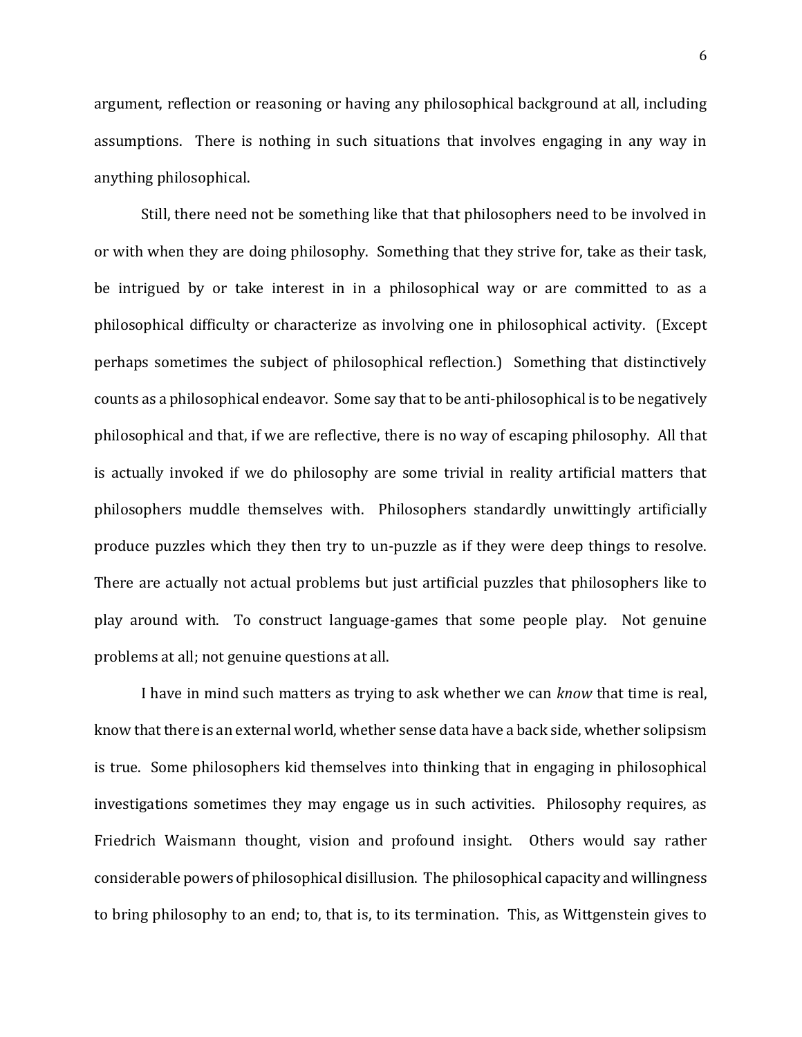argument, reflection or reasoning or having any philosophical background at all, including assumptions. There is nothing in such situations that involves engaging in any way in anything philosophical.

Still, there need not be something like that that philosophers need to be involved in or with when they are doing philosophy. Something that they strive for, take as their task, be intrigued by or take interest in in a philosophical way or are committed to as a philosophical difficulty or characterize as involving one in philosophical activity. (Except perhaps sometimes the subject of philosophical reflection.) Something that distinctively counts as a philosophical endeavor. Some say that to be anti-philosophical is to be negatively philosophical and that, if we are reflective, there is no way of escaping philosophy. All that is actually invoked if we do philosophy are some trivial in reality artificial matters that philosophers muddle themselves with. Philosophers standardly unwittingly artificially produce puzzles which they then try to un-puzzle as if they were deep things to resolve. There are actually not actual problems but just artificial puzzles that philosophers like to play around with. To construct language-games that some people play. Not genuine problems at all; not genuine questions at all.

I have in mind such matters as trying to ask whether we can *know* that time is real, know that there is an external world, whether sense data have a back side, whether solipsism is true. Some philosophers kid themselves into thinking that in engaging in philosophical investigations sometimes they may engage us in such activities. Philosophy requires, as Friedrich Waismann thought, vision and profound insight. Others would say rather considerable powers of philosophical disillusion. The philosophical capacity and willingness to bring philosophy to an end; to, that is, to its termination. This, as Wittgenstein gives to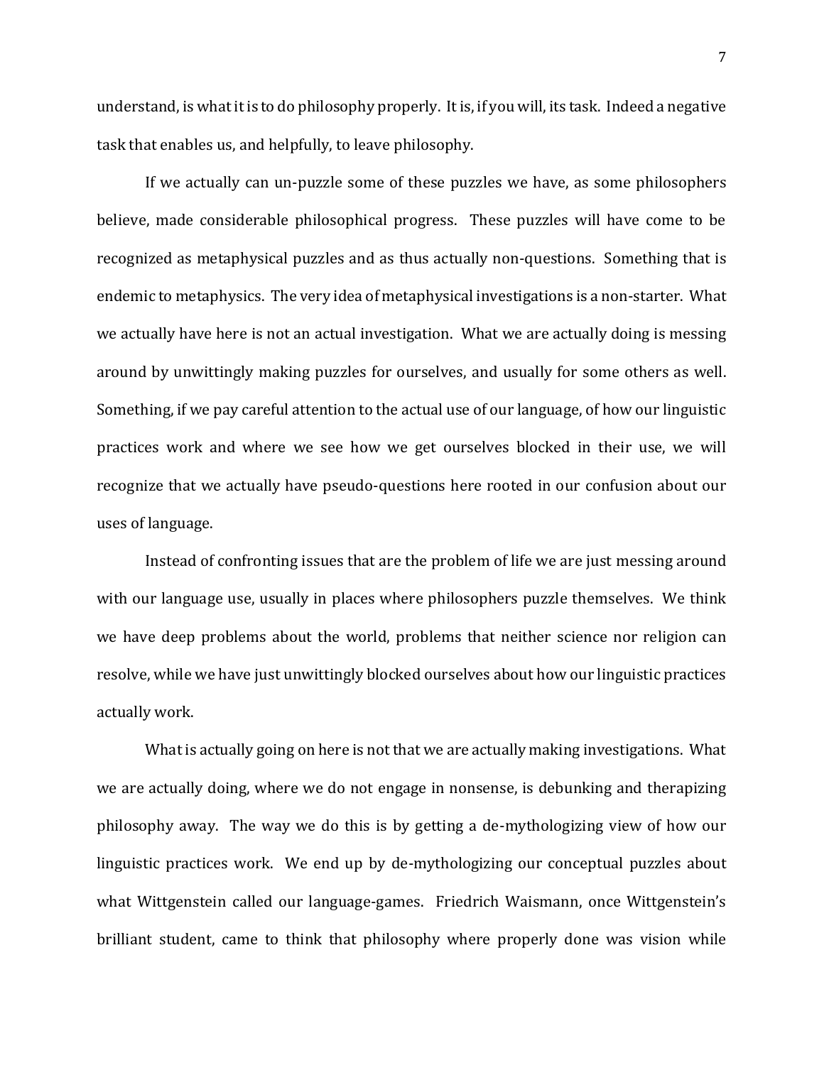understand, is what it is to do philosophy properly. It is, if you will, its task. Indeed a negative task that enables us, and helpfully, to leave philosophy.

If we actually can un-puzzle some of these puzzles we have, as some philosophers believe, made considerable philosophical progress. These puzzles will have come to be recognized as metaphysical puzzles and as thus actually non-questions. Something that is endemic to metaphysics. The very idea of metaphysical investigations is a non-starter. What we actually have here is not an actual investigation. What we are actually doing is messing around by unwittingly making puzzles for ourselves, and usually for some others as well. Something, if we pay careful attention to the actual use of our language, of how our linguistic practices work and where we see how we get ourselves blocked in their use, we will recognize that we actually have pseudo-questions here rooted in our confusion about our uses of language.

Instead of confronting issues that are the problem of life we are just messing around with our language use, usually in places where philosophers puzzle themselves. We think we have deep problems about the world, problems that neither science nor religion can resolve, while we have just unwittingly blocked ourselves about how our linguistic practices actually work.

What is actually going on here is not that we are actually making investigations. What we are actually doing, where we do not engage in nonsense, is debunking and therapizing philosophy away. The way we do this is by getting a de-mythologizing view of how our linguistic practices work. We end up by de-mythologizing our conceptual puzzles about what Wittgenstein called our language-games. Friedrich Waismann, once Wittgenstein's brilliant student, came to think that philosophy where properly done was vision while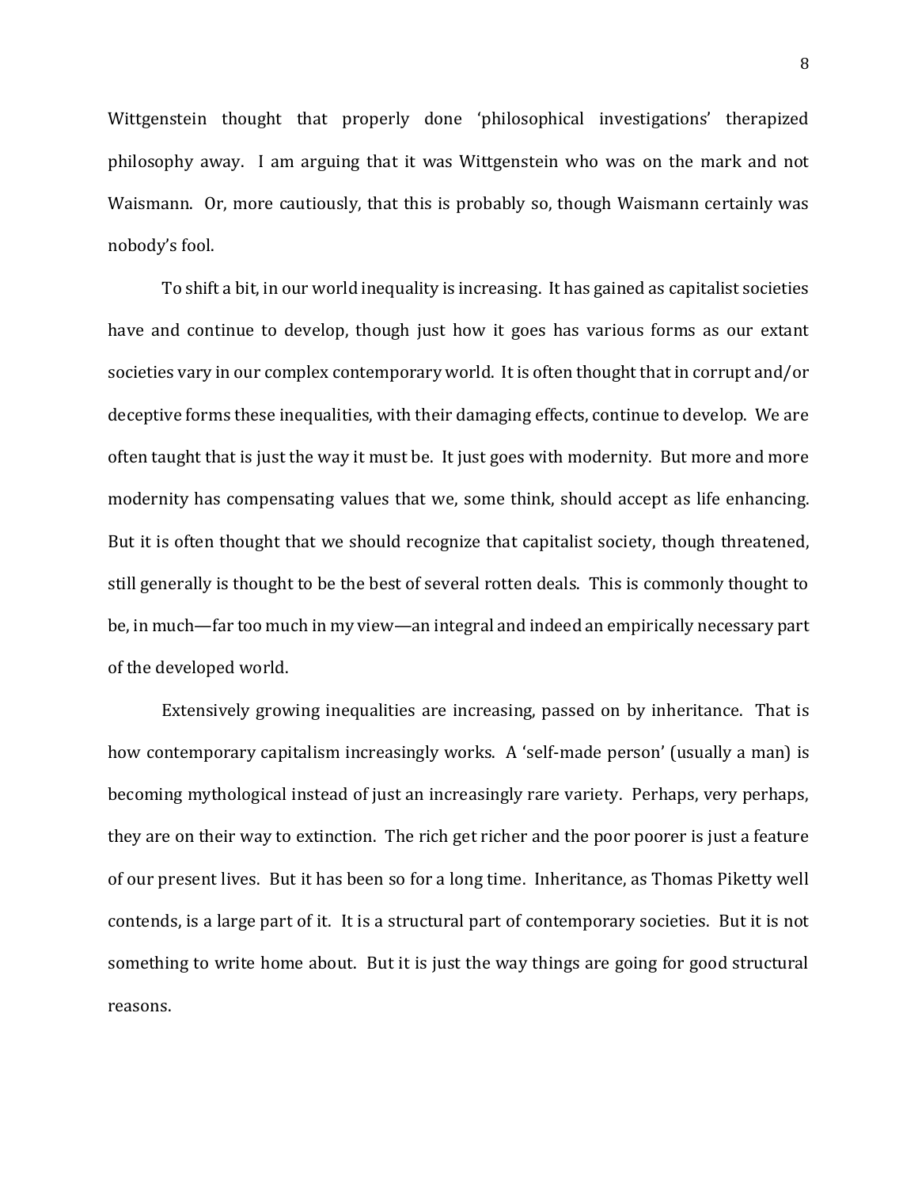Wittgenstein thought that properly done 'philosophical investigations' therapized philosophy away. I am arguing that it was Wittgenstein who was on the mark and not Waismann. Or, more cautiously, that this is probably so, though Waismann certainly was nobody's fool.

To shift a bit, in our world inequality is increasing. It has gained as capitalist societies have and continue to develop, though just how it goes has various forms as our extant societies vary in our complex contemporary world. It is often thought that in corrupt and/or deceptive forms these inequalities, with their damaging effects, continue to develop. We are often taught that is just the way it must be. It just goes with modernity. But more and more modernity has compensating values that we, some think, should accept as life enhancing. But it is often thought that we should recognize that capitalist society, though threatened, still generally is thought to be the best of several rotten deals. This is commonly thought to be, in much—far too much in my view—an integral and indeed an empirically necessary part of the developed world.

Extensively growing inequalities are increasing, passed on by inheritance. That is how contemporary capitalism increasingly works. A 'self-made person' (usually a man) is becoming mythological instead of just an increasingly rare variety. Perhaps, very perhaps, they are on their way to extinction. The rich get richer and the poor poorer is just a feature of our present lives. But it has been so for a long time. Inheritance, as Thomas Piketty well contends, is a large part of it. It is a structural part of contemporary societies. But it is not something to write home about. But it is just the way things are going for good structural reasons.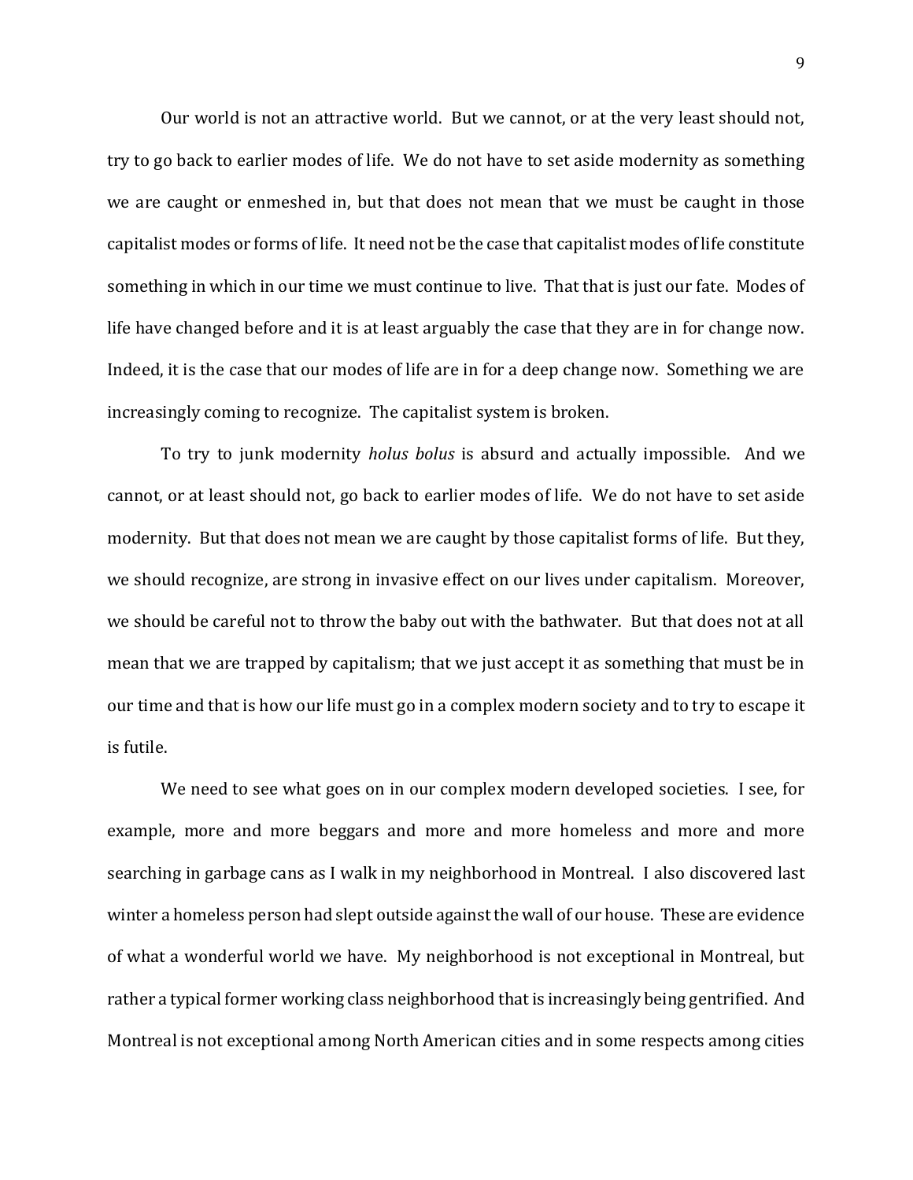Our world is not an attractive world. But we cannot, or at the very least should not, try to go back to earlier modes of life. We do not have to set aside modernity as something we are caught or enmeshed in, but that does not mean that we must be caught in those capitalist modes or forms of life. It need not be the case that capitalist modes of life constitute something in which in our time we must continue to live. That that is just our fate. Modes of life have changed before and it is at least arguably the case that they are in for change now. Indeed, it is the case that our modes of life are in for a deep change now. Something we are increasingly coming to recognize. The capitalist system is broken.

To try to junk modernity *holus bolus* is absurd and actually impossible. And we cannot, or at least should not, go back to earlier modes of life. We do not have to set aside modernity. But that does not mean we are caught by those capitalist forms of life. But they, we should recognize, are strong in invasive effect on our lives under capitalism. Moreover, we should be careful not to throw the baby out with the bathwater. But that does not at all mean that we are trapped by capitalism; that we just accept it as something that must be in our time and that is how our life must go in a complex modern society and to try to escape it is futile.

We need to see what goes on in our complex modern developed societies. I see, for example, more and more beggars and more and more homeless and more and more searching in garbage cans as I walk in my neighborhood in Montreal. I also discovered last winter a homeless person had slept outside against the wall of our house. These are evidence of what a wonderful world we have. My neighborhood is not exceptional in Montreal, but rather a typical former working class neighborhood that is increasingly being gentrified. And Montreal is not exceptional among North American cities and in some respects among cities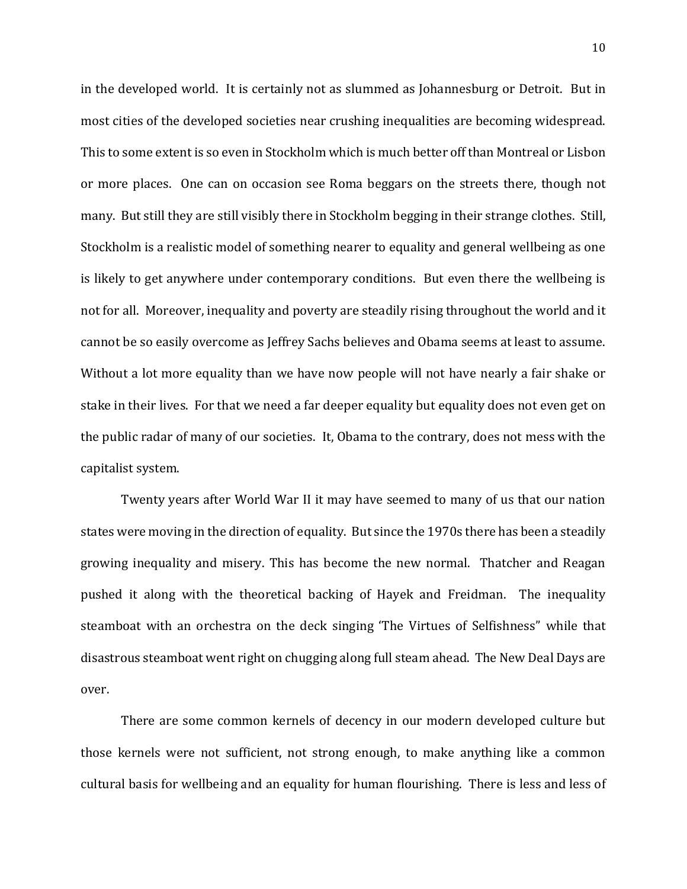in the developed world. It is certainly not as slummed as Johannesburg or Detroit. But in most cities of the developed societies near crushing inequalities are becoming widespread. This to some extent is so even in Stockholm which is much better off than Montreal or Lisbon or more places. One can on occasion see Roma beggars on the streets there, though not many. But still they are still visibly there in Stockholm begging in their strange clothes. Still, Stockholm is a realistic model of something nearer to equality and general wellbeing as one is likely to get anywhere under contemporary conditions. But even there the wellbeing is not for all. Moreover, inequality and poverty are steadily rising throughout the world and it cannot be so easily overcome as Jeffrey Sachs believes and Obama seems at least to assume. Without a lot more equality than we have now people will not have nearly a fair shake or stake in their lives. For that we need a far deeper equality but equality does not even get on the public radar of many of our societies. It, Obama to the contrary, does not mess with the capitalist system.

Twenty years after World War II it may have seemed to many of us that our nation states were moving in the direction of equality. But since the 1970s there has been a steadily growing inequality and misery. This has become the new normal. Thatcher and Reagan pushed it along with the theoretical backing of Hayek and Freidman. The inequality steamboat with an orchestra on the deck singing 'The Virtues of Selfishness" while that disastrous steamboat went right on chugging along full steam ahead. The New Deal Days are over.

There are some common kernels of decency in our modern developed culture but those kernels were not sufficient, not strong enough, to make anything like a common cultural basis for wellbeing and an equality for human flourishing. There is less and less of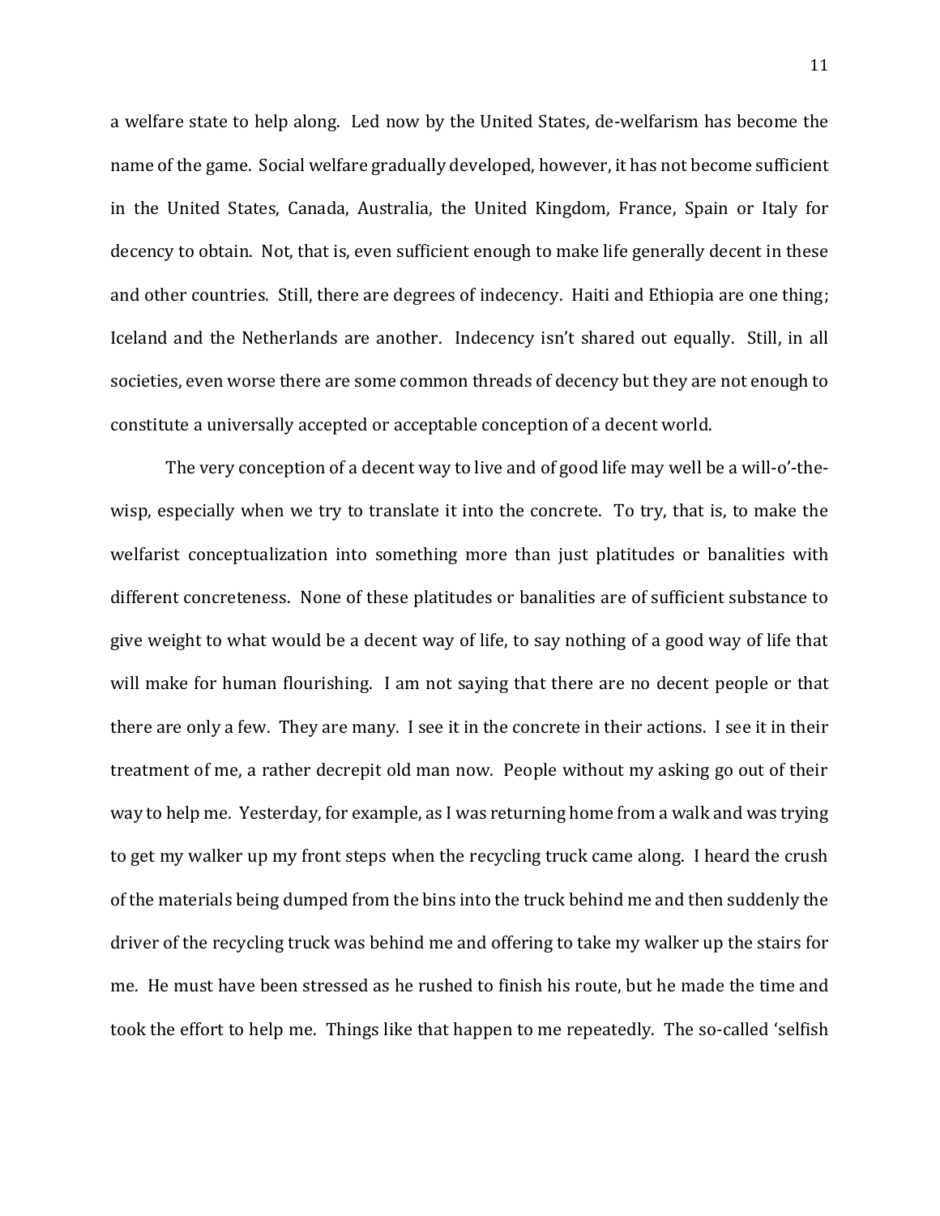a welfare state to help along. Led now by the United States, de-welfarism has become the name of the game. Social welfare gradually developed, however, it has not become sufficient in the United States, Canada, Australia, the United Kingdom, France, Spain or Italy for decency to obtain. Not, that is, even sufficient enough to make life generally decent in these and other countries. Still, there are degrees of indecency. Haiti and Ethiopia are one thing; Iceland and the Netherlands are another. Indecency isn't shared out equally. Still, in all societies, even worse there are some common threads of decency but they are not enough to constitute a universally accepted or acceptable conception of a decent world.

The very conception of a decent way to live and of good life may well be a will-o'-the-wisp, especially when we try to translate it into the concrete. To try, that is, to make the welfarist conceptualization into something more than just platitudes or banalities with different concreteness. None of these platitudes or banalities are of sufficient substance to give weight to what would be a decent way of life, to say nothing of a good way of life that will make for human flourishing. I am not saying that there are no decent people or that there are only a few. They are many. I see it in the concrete in their actions. I see it in their treatment of me, a rather decrepit old man now. People without my asking go out of their way to help me. Yesterday, for example, as I was returning home from a walk and was trying to get my walker up my front steps when the recycling truck came along. I heard the crush of the materials being dumped from the bins into the truck behind me and then suddenly the driver of the recycling truck was behind me and offering to take my walker up the stairs for me. He must have been stressed as he rushed to finish his route, but he made the time and took the effort to help me. Things like that happen to me repeatedly. The so-called 'selfish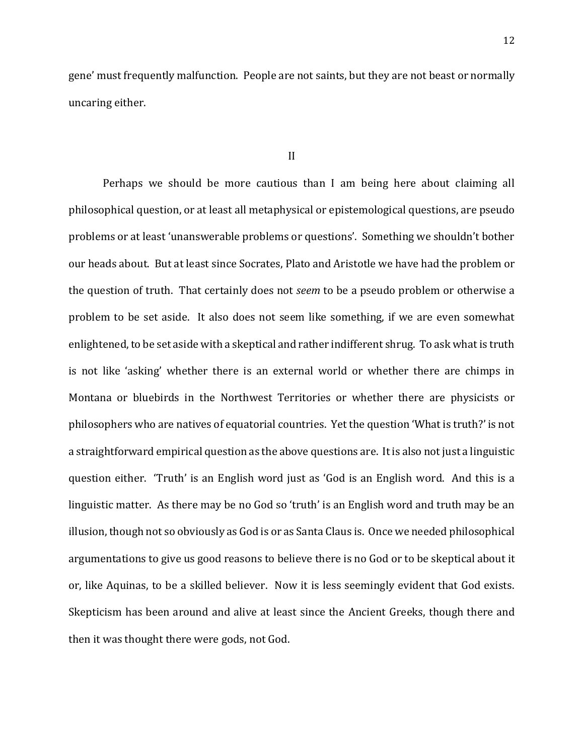gene' must frequently malfunction. People are not saints, but they are not beast or normally uncaring either.

## II

Perhaps we should be more cautious than I am being here about claiming all philosophical question, or at least all metaphysical or epistemological questions, are pseudo problems or at least 'unanswerable problems or questions'. Something we shouldn't bother our heads about. But at least since Socrates, Plato and Aristotle we have had the problem or the question of truth. That certainly does not *seem* to be a pseudo problem or otherwise a problem to be set aside. It also does not seem like something, if we are even somewhat enlightened, to be set aside with a skeptical and rather indifferent shrug. To ask what is truth is not like 'asking' whether there is an external world or whether there are chimps in Montana or bluebirds in the Northwest Territories or whether there are physicists or philosophers who are natives of equatorial countries. Yet the question 'What is truth?' is not a straightforward empirical question as the above questions are. It is also not just a linguistic question either. 'Truth' is an English word just as 'God is an English word. And this is a linguistic matter. As there may be no God so 'truth' is an English word and truth may be an illusion, though not so obviously as God is or as Santa Claus is. Once we needed philosophical argumentations to give us good reasons to believe there is no God or to be skeptical about it or, like Aquinas, to be a skilled believer. Now it is less seemingly evident that God exists. Skepticism has been around and alive at least since the Ancient Greeks, though there and then it was thought there were gods, not God.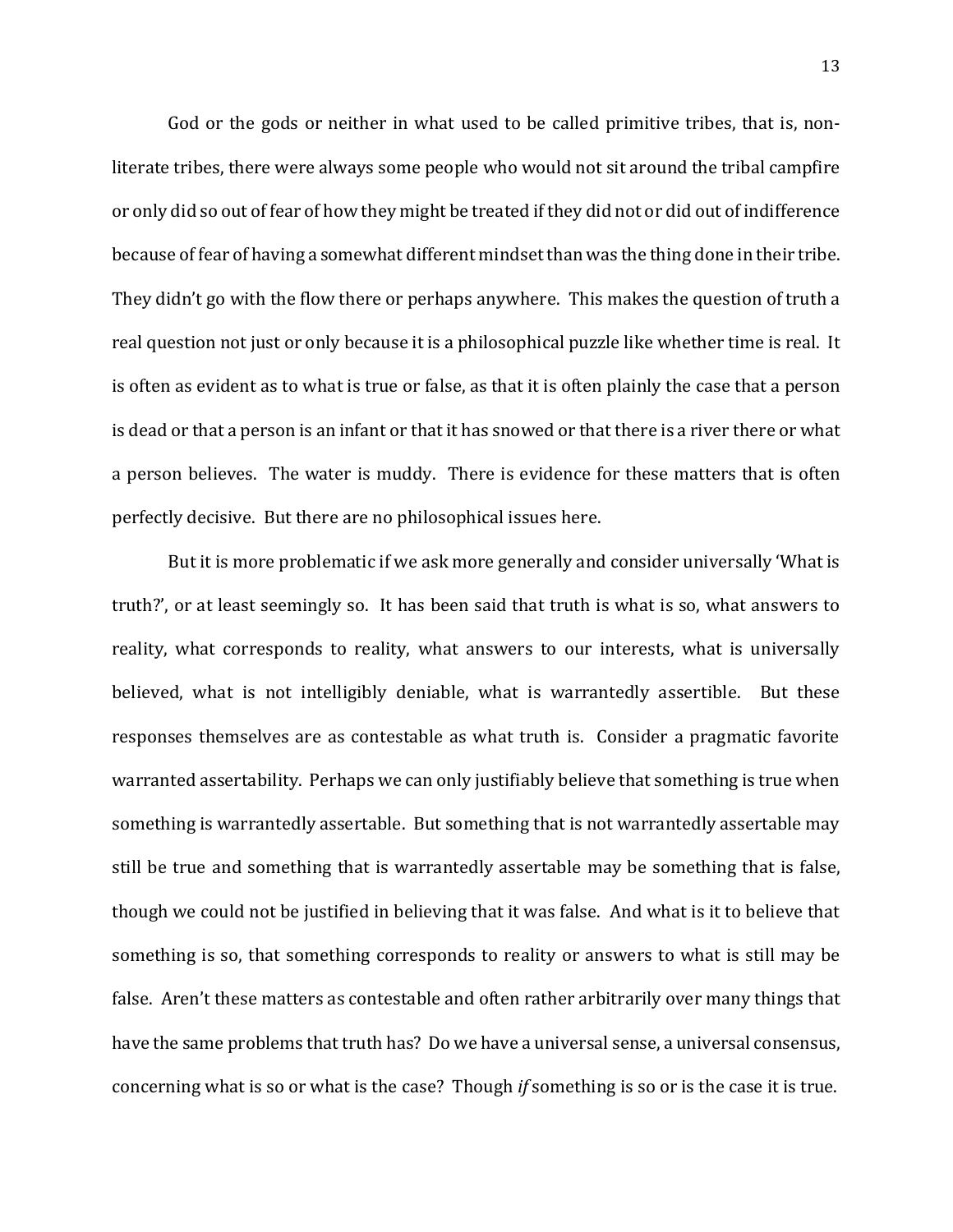God or the gods or neither in what used to be called primitive tribes, that is, non-literate tribes, there were always some people who would not sit around the tribal campfire or only did so out of fear of how they might be treated if they did not or did out of indifference because of fear of having a somewhat different mindset than was the thing done in their tribe. They didn't go with the flow there or perhaps anywhere. This makes the question of truth a real question not just or only because it is a philosophical puzzle like whether time is real. It is often as evident as to what is true or false, as that it is often plainly the case that a person is dead or that a person is an infant or that it has snowed or that there is a river there or what a person believes. The water is muddy. There is evidence for these matters that is often perfectly decisive. But there are no philosophical issues here.

But it is more problematic if we ask more generally and consider universally 'What is truth?', or at least seemingly so. It has been said that truth is what is so, what answers to reality, what corresponds to reality, what answers to our interests, what is universally believed, what is not intelligibly deniable, what is warrantedly assertible. But these responses themselves are as contestable as what truth is. Consider a pragmatic favorite warranted assertability. Perhaps we can only justifiably believe that something is true when something is warrantedly assertable. But something that is not warrantedly assertable may still be true and something that is warrantedly assertable may be something that is false, though we could not be justified in believing that it was false. And what is it to believe that something is so, that something corresponds to reality or answers to what is still may be false. Aren't these matters as contestable and often rather arbitrarily over many things that have the same problems that truth has? Do we have a universal sense, a universal consensus, concerning what is so or what is the case? Though *if* something is so or is the case it is true.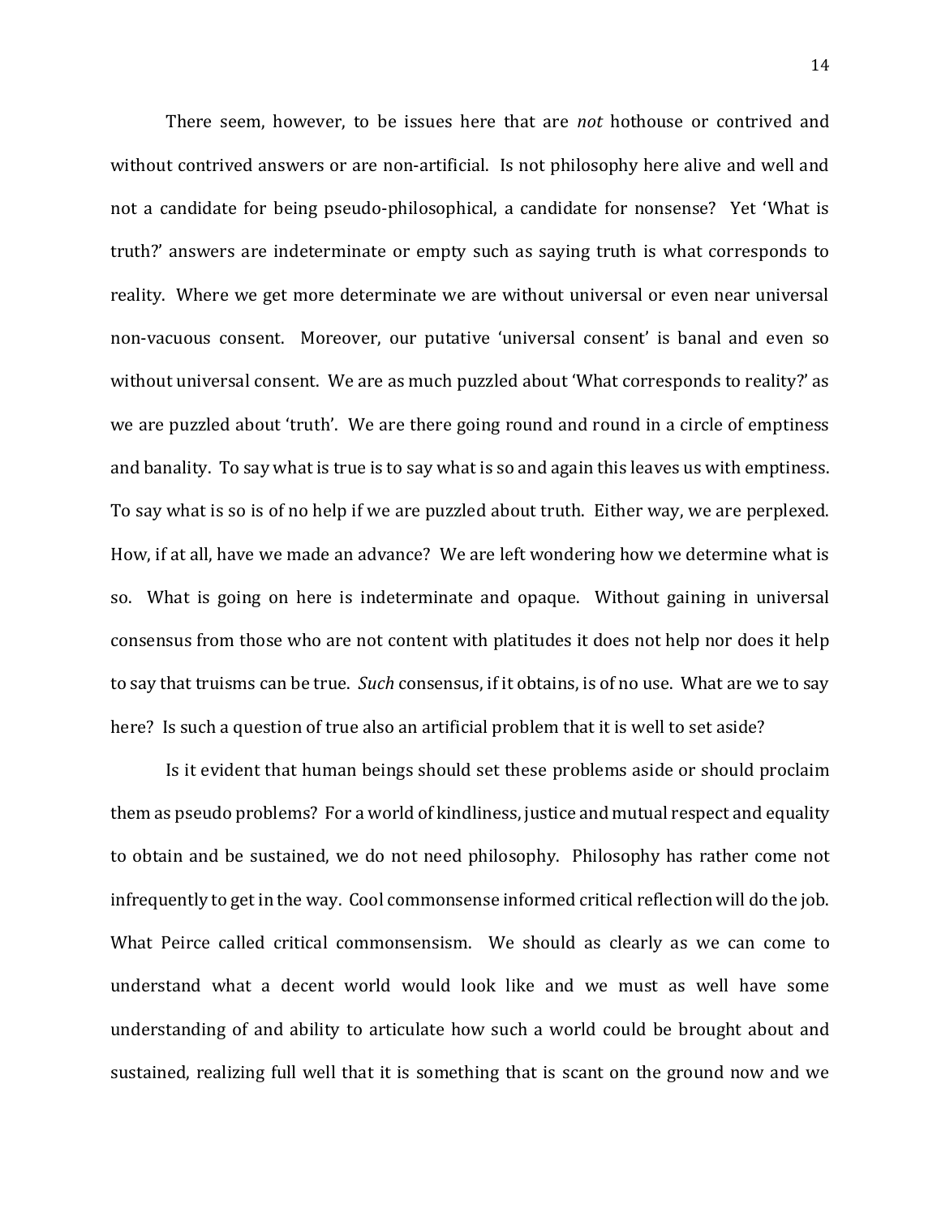There seem, however, to be issues here that are *not* hothouse or contrived and without contrived answers or are non-artificial. Is not philosophy here alive and well and not a candidate for being pseudo-philosophical, a candidate for nonsense? Yet 'What is truth?' answers are indeterminate or empty such as saying truth is what corresponds to reality. Where we get more determinate we are without universal or even near universal non-vacuous consent. Moreover, our putative 'universal consent' is banal and even so without universal consent. We are as much puzzled about 'What corresponds to reality?' as we are puzzled about 'truth'. We are there going round and round in a circle of emptiness and banality. To say what is true is to say what is so and again this leaves us with emptiness. To say what is so is of no help if we are puzzled about truth. Either way, we are perplexed. How, if at all, have we made an advance? We are left wondering how we determine what is so. What is going on here is indeterminate and opaque. Without gaining in universal consensus from those who are not content with platitudes it does not help nor does it help to say that truisms can be true. *Such* consensus, if it obtains, is of no use. What are we to say here? Is such a question of true also an artificial problem that it is well to set aside?

Is it evident that human beings should set these problems aside or should proclaim them as pseudo problems? For a world of kindliness, justice and mutual respect and equality to obtain and be sustained, we do not need philosophy. Philosophy has rather come not infrequently to get in the way. Cool commonsense informed critical reflection will do the job. What Peirce called critical commonsensism. We should as clearly as we can come to understand what a decent world would look like and we must as well have some understanding of and ability to articulate how such a world could be brought about and sustained, realizing full well that it is something that is scant on the ground now and we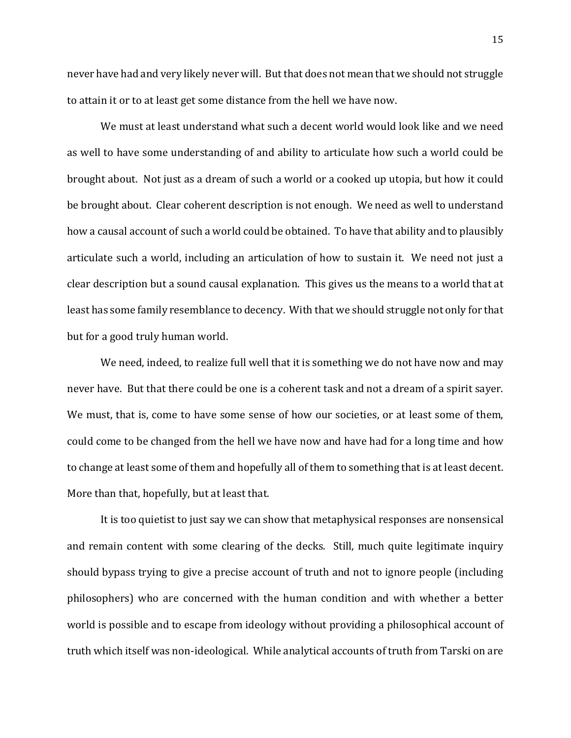never have had and very likely never will. But that does not mean that we should not struggle to attain it or to at least get some distance from the hell we have now.

We must at least understand what such a decent world would look like and we need as well to have some understanding of and ability to articulate how such a world could be brought about. Not just as a dream of such a world or a cooked up utopia, but how it could be brought about. Clear coherent description is not enough. We need as well to understand how a causal account of such a world could be obtained. To have that ability and to plausibly articulate such a world, including an articulation of how to sustain it. We need not just a clear description but a sound causal explanation. This gives us the means to a world that at least has some family resemblance to decency. With that we should struggle not only for that but for a good truly human world.

We need, indeed, to realize full well that it is something we do not have now and may never have. But that there could be one is a coherent task and not a dream of a spirit sayer. We must, that is, come to have some sense of how our societies, or at least some of them, could come to be changed from the hell we have now and have had for a long time and how to change at least some of them and hopefully all of them to something that is at least decent. More than that, hopefully, but at least that.

It is too quietist to just say we can show that metaphysical responses are nonsensical and remain content with some clearing of the decks. Still, much quite legitimate inquiry should bypass trying to give a precise account of truth and not to ignore people (including philosophers) who are concerned with the human condition and with whether a better world is possible and to escape from ideology without providing a philosophical account of truth which itself was non-ideological. While analytical accounts of truth from Tarski on are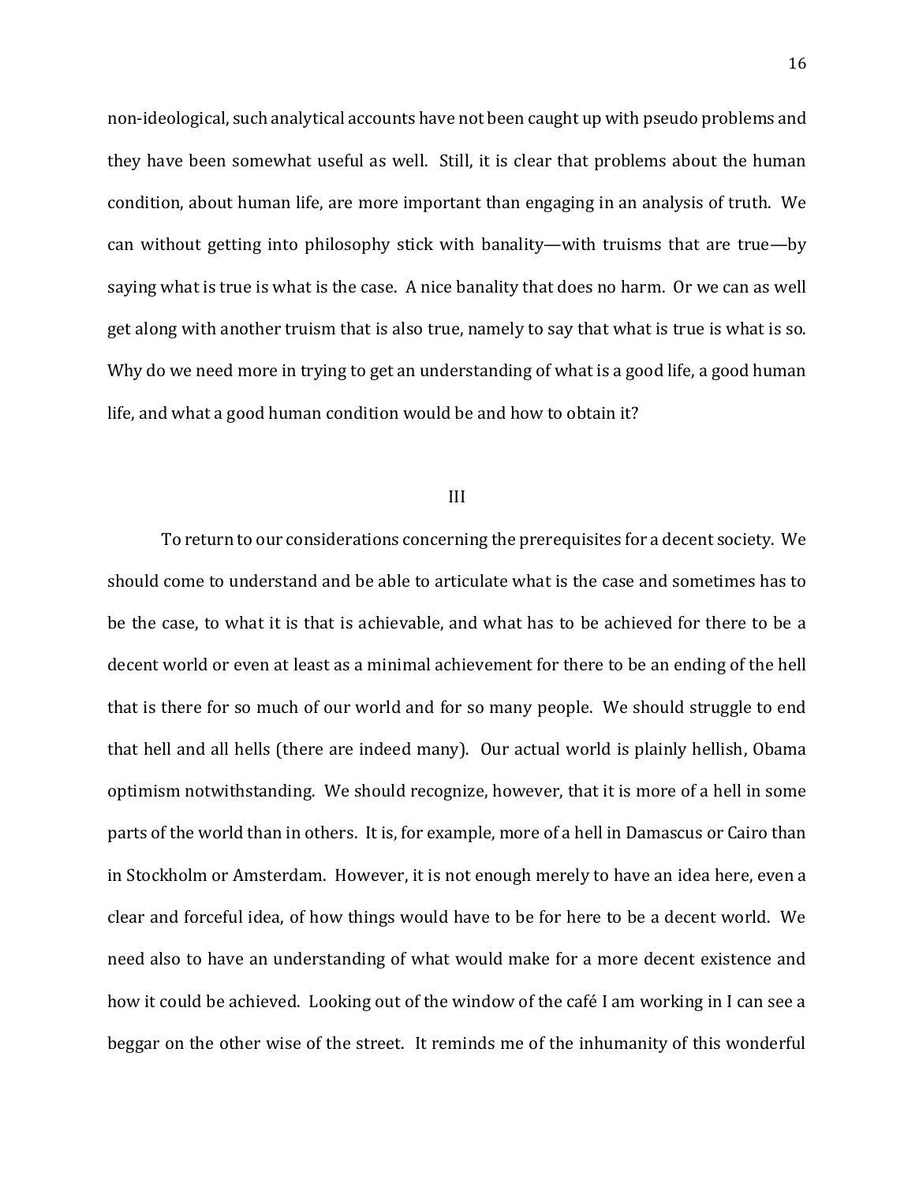non-ideological, such analytical accounts have not been caught up with pseudo problems and they have been somewhat useful as well. Still, it is clear that problems about the human condition, about human life, are more important than engaging in an analysis of truth. We can without getting into philosophy stick with banality—with truisms that are true—by saying what is true is what is the case. A nice banality that does no harm. Or we can as well get along with another truism that is also true, namely to say that what is true is what is so. Why do we need more in trying to get an understanding of what is a good life, a good human life, and what a good human condition would be and how to obtain it?

## III

To return to our considerations concerning the prerequisites for a decent society. We should come to understand and be able to articulate what is the case and sometimes has to be the case, to what it is that is achievable, and what has to be achieved for there to be a decent world or even at least as a minimal achievement for there to be an ending of the hell that is there for so much of our world and for so many people. We should struggle to end that hell and all hells (there are indeed many). Our actual world is plainly hellish, Obama optimism notwithstanding. We should recognize, however, that it is more of a hell in some parts of the world than in others. It is, for example, more of a hell in Damascus or Cairo than in Stockholm or Amsterdam. However, it is not enough merely to have an idea here, even a clear and forceful idea, of how things would have to be for here to be a decent world. We need also to have an understanding of what would make for a more decent existence and how it could be achieved. Looking out of the window of the café I am working in I can see a beggar on the other wise of the street. It reminds me of the inhumanity of this wonderful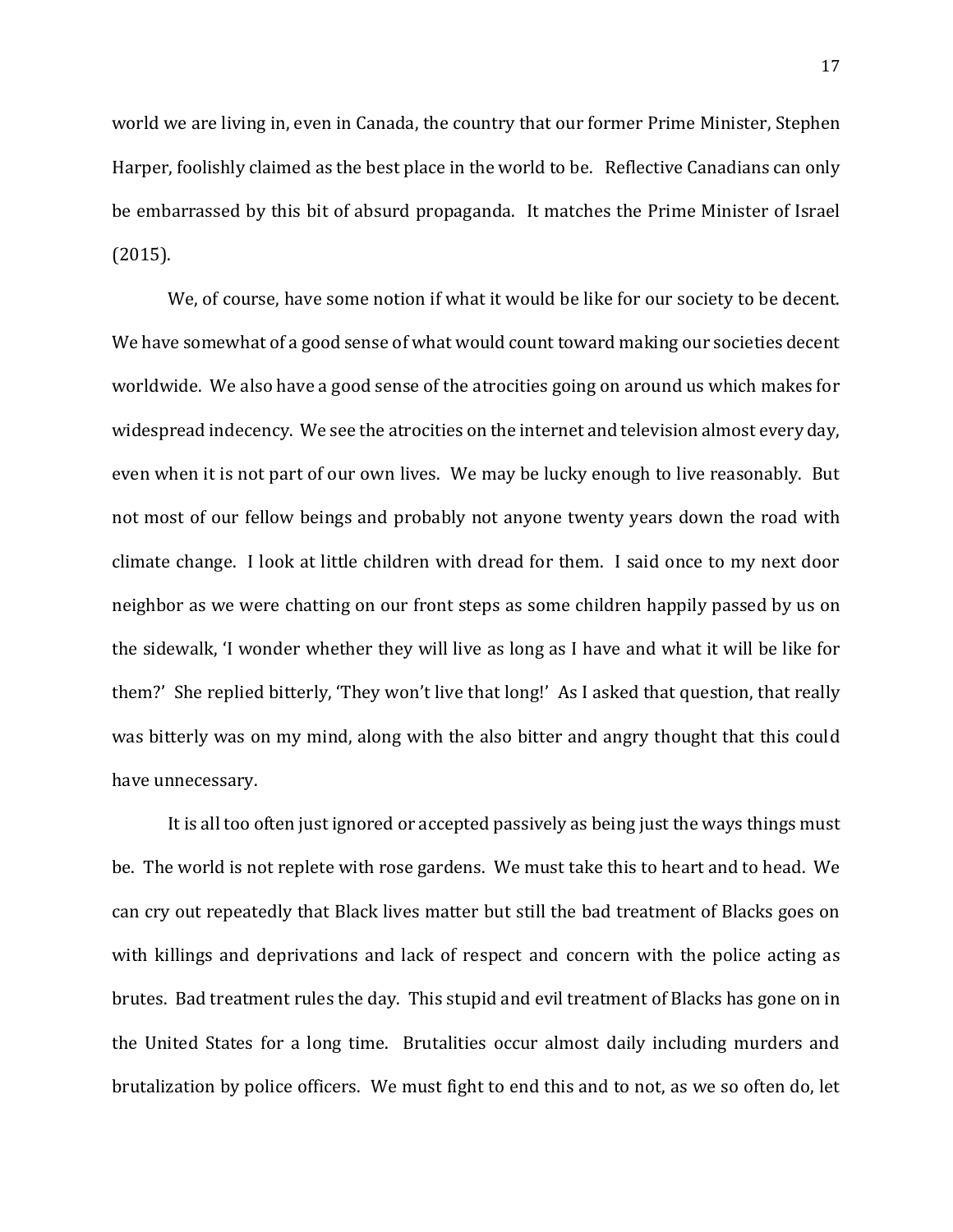world we are living in, even in Canada, the country that our former Prime Minister, Stephen Harper, foolishly claimed as the best place in the world to be. Reflective Canadians can only be embarrassed by this bit of absurd propaganda. It matches the Prime Minister of Israel (2015).

We, of course, have some notion if what it would be like for our society to be decent. We have somewhat of a good sense of what would count toward making our societies decent worldwide. We also have a good sense of the atrocities going on around us which makes for widespread indecency. We see the atrocities on the internet and television almost every day, even when it is not part of our own lives. We may be lucky enough to live reasonably. But not most of our fellow beings and probably not anyone twenty years down the road with climate change. I look at little children with dread for them. I said once to my next door neighbor as we were chatting on our front steps as some children happily passed by us on the sidewalk, 'I wonder whether they will live as long as I have and what it will be like for them?' She replied bitterly, 'They won't live that long!' As I asked that question, that really was bitterly was on my mind, along with the also bitter and angry thought that this could have unnecessary.

It is all too often just ignored or accepted passively as being just the ways things must be. The world is not replete with rose gardens. We must take this to heart and to head. We can cry out repeatedly that Black lives matter but still the bad treatment of Blacks goes on with killings and deprivations and lack of respect and concern with the police acting as brutes. Bad treatment rules the day. This stupid and evil treatment of Blacks has gone on in the United States for a long time. Brutalities occur almost daily including murders and brutalization by police officers. We must fight to end this and to not, as we so often do, let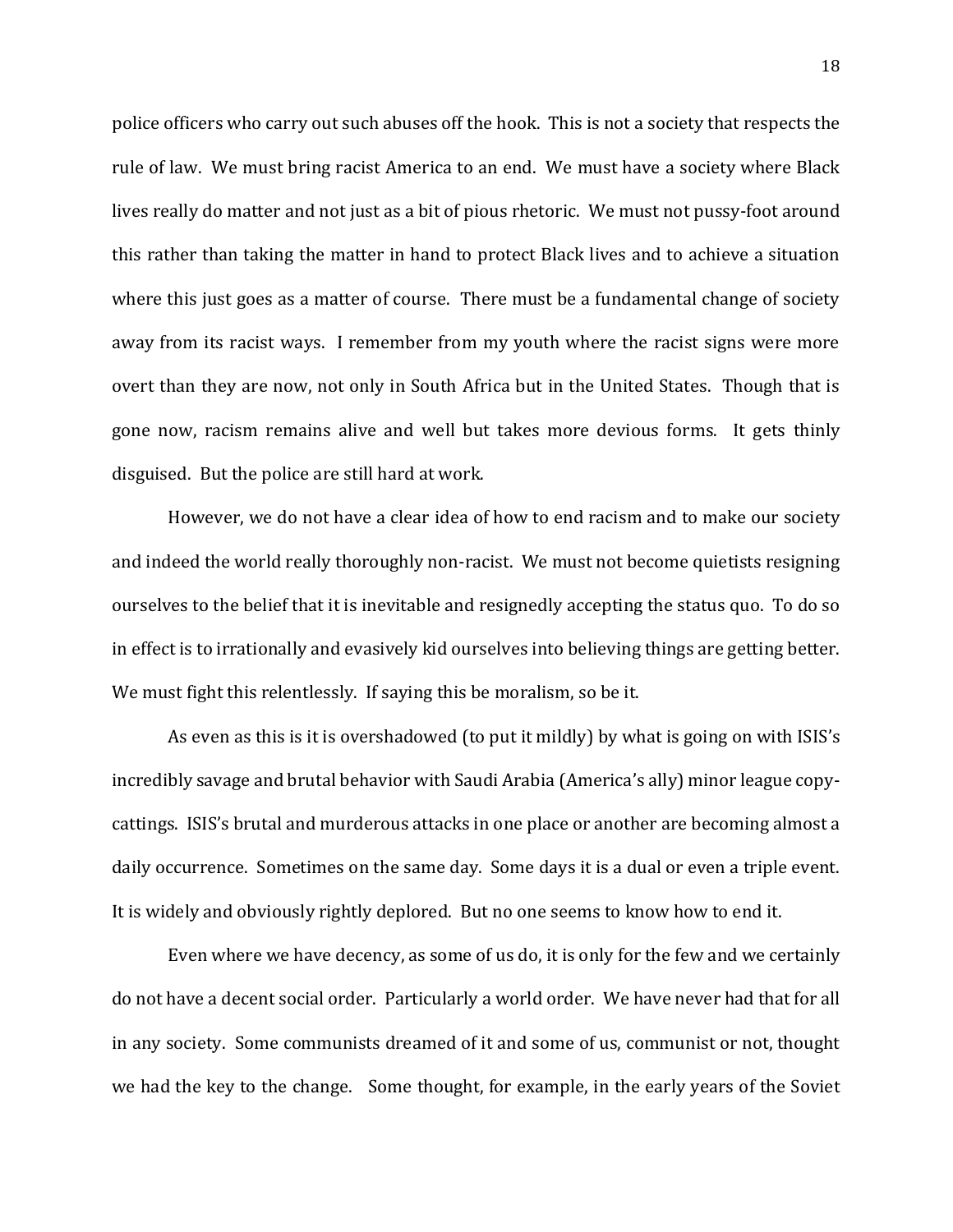police officers who carry out such abuses off the hook. This is not a society that respects the rule of law. We must bring racist America to an end. We must have a society where Black lives really do matter and not just as a bit of pious rhetoric. We must not pussy-foot around this rather than taking the matter in hand to protect Black lives and to achieve a situation where this just goes as a matter of course. There must be a fundamental change of society away from its racist ways. I remember from my youth where the racist signs were more overt than they are now, not only in South Africa but in the United States. Though that is gone now, racism remains alive and well but takes more devious forms. It gets thinly disguised. But the police are still hard at work.

However, we do not have a clear idea of how to end racism and to make our society and indeed the world really thoroughly non-racist. We must not become quietists resigning ourselves to the belief that it is inevitable and resignedly accepting the status quo. To do so in effect is to irrationally and evasively kid ourselves into believing things are getting better. We must fight this relentlessly. If saying this be moralism, so be it.

As even as this is it is overshadowed (to put it mildly) by what is going on with ISIS's incredibly savage and brutal behavior with Saudi Arabia (America's ally) minor league copy-cattings. ISIS's brutal and murderous attacks in one place or another are becoming almost a daily occurrence. Sometimes on the same day. Some days it is a dual or even a triple event. It is widely and obviously rightly deplored. But no one seems to know how to end it.

Even where we have decency, as some of us do, it is only for the few and we certainly do not have a decent social order. Particularly a world order. We have never had that for all in any society. Some communists dreamed of it and some of us, communist or not, thought we had the key to the change. Some thought, for example, in the early years of the Soviet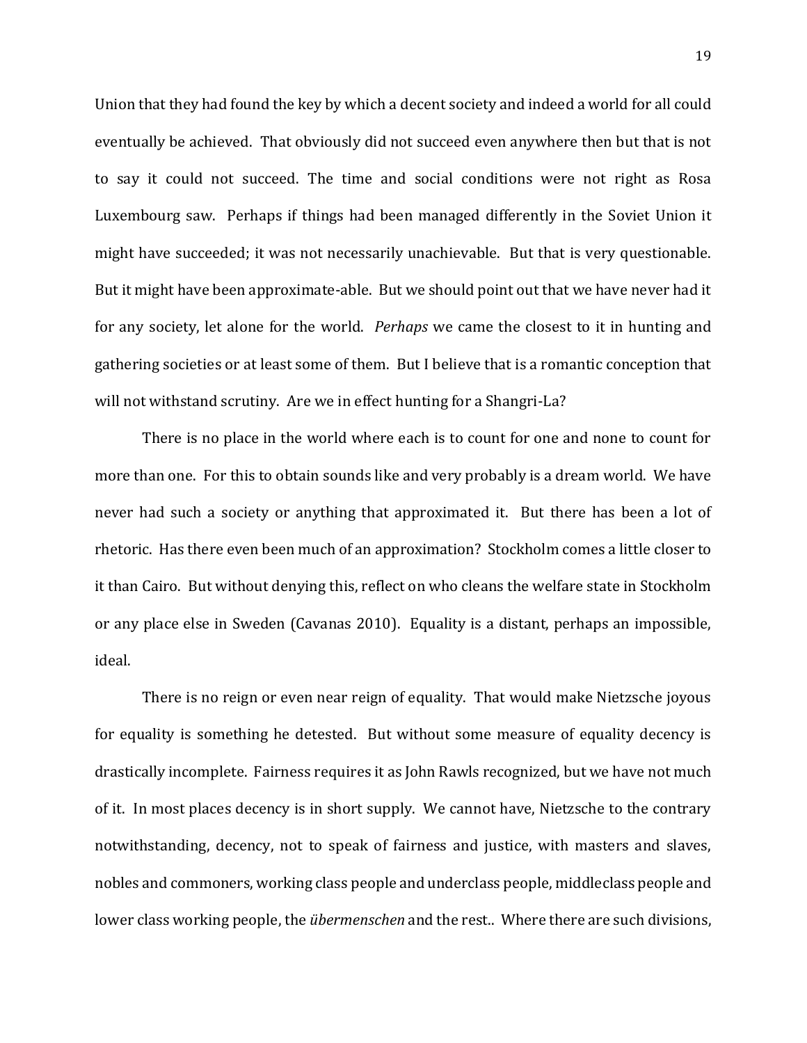Union that they had found the key by which a decent society and indeed a world for all could eventually be achieved. That obviously did not succeed even anywhere then but that is not to say it could not succeed. The time and social conditions were not right as Rosa Luxembourg saw. Perhaps if things had been managed differently in the Soviet Union it might have succeeded; it was not necessarily unachievable. But that is very questionable. But it might have been approximate-able. But we should point out that we have never had it for any society, let alone for the world. *Perhaps* we came the closest to it in hunting and gathering societies or at least some of them. But I believe that is a romantic conception that will not withstand scrutiny. Are we in effect hunting for a Shangri-La?

There is no place in the world where each is to count for one and none to count for more than one. For this to obtain sounds like and very probably is a dream world. We have never had such a society or anything that approximated it. But there has been a lot of rhetoric. Has there even been much of an approximation? Stockholm comes a little closer to it than Cairo. But without denying this, reflect on who cleans the welfare state in Stockholm or any place else in Sweden (Cavanas 2010). Equality is a distant, perhaps an impossible, ideal.

There is no reign or even near reign of equality. That would make Nietzsche joyous for equality is something he detested. But without some measure of equality decency is drastically incomplete. Fairness requires it as John Rawls recognized, but we have not much of it. In most places decency is in short supply. We cannot have, Nietzsche to the contrary notwithstanding, decency, not to speak of fairness and justice, with masters and slaves, nobles and commoners, working class people and underclass people, middleclass people and lower class working people, the *übermenschen* and the rest.. Where there are such divisions,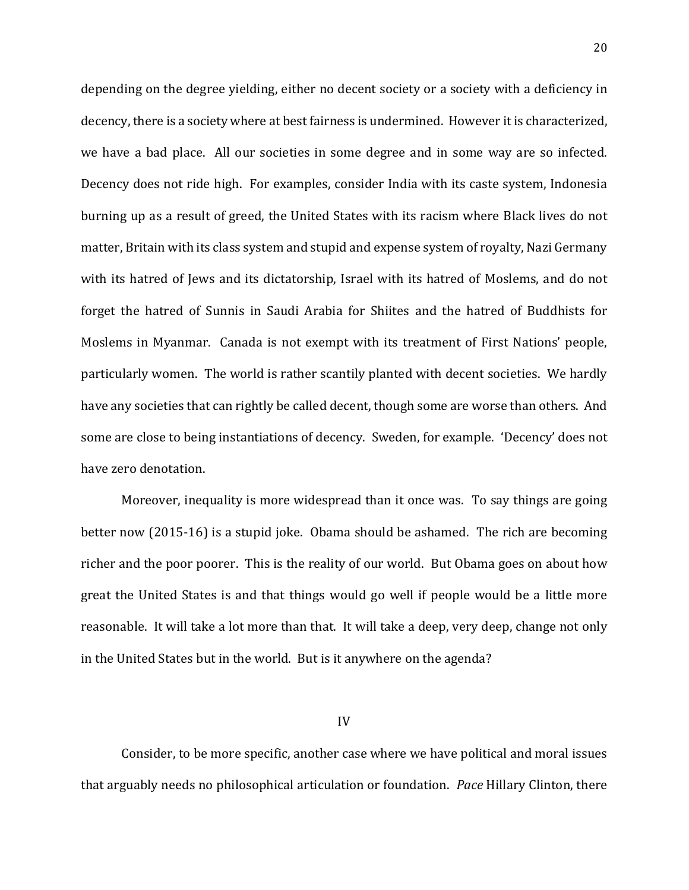depending on the degree yielding, either no decent society or a society with a deficiency in decency, there is a society where at best fairness is undermined. However it is characterized, we have a bad place. All our societies in some degree and in some way are so infected. Decency does not ride high. For examples, consider India with its caste system, Indonesia burning up as a result of greed, the United States with its racism where Black lives do not matter, Britain with its class system and stupid and expense system of royalty, Nazi Germany with its hatred of Jews and its dictatorship, Israel with its hatred of Moslems, and do not forget the hatred of Sunnis in Saudi Arabia for Shiites and the hatred of Buddhists for Moslems in Myanmar. Canada is not exempt with its treatment of First Nations' people, particularly women. The world is rather scantily planted with decent societies. We hardly have any societies that can rightly be called decent, though some are worse than others. And some are close to being instantiations of decency. Sweden, for example. 'Decency' does not have zero denotation.

Moreover, inequality is more widespread than it once was. To say things are going better now (2015-16) is a stupid joke. Obama should be ashamed. The rich are becoming richer and the poor poorer. This is the reality of our world. But Obama goes on about how great the United States is and that things would go well if people would be a little more reasonable. It will take a lot more than that. It will take a deep, very deep, change not only in the United States but in the world. But is it anywhere on the agenda?

## IV

Consider, to be more specific, another case where we have political and moral issues that arguably needs no philosophical articulation or foundation. *Pace* Hillary Clinton, there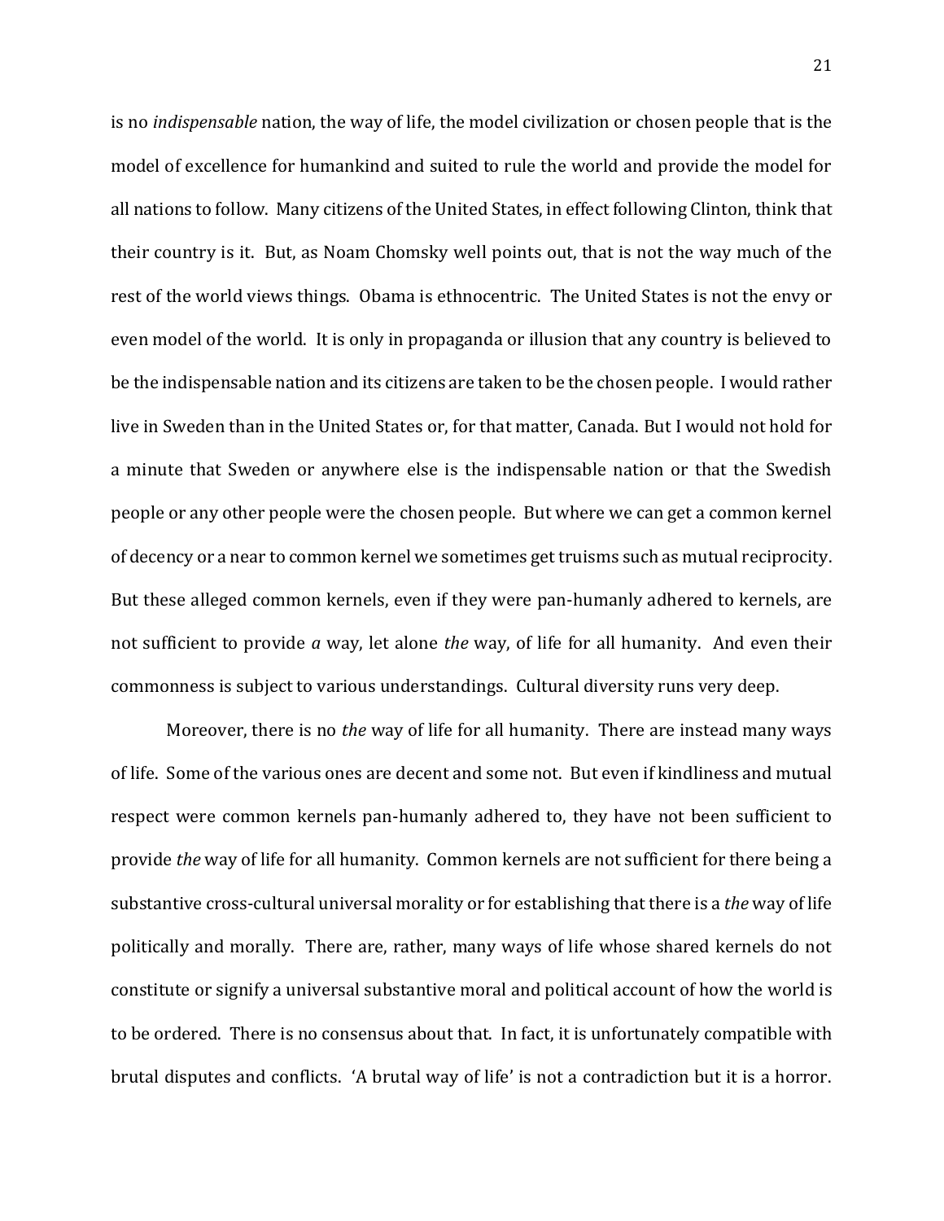is no *indispensable* nation, the way of life, the model civilization or chosen people that is the model of excellence for humankind and suited to rule the world and provide the model for all nations to follow. Many citizens of the United States, in effect following Clinton, think that their country is it. But, as Noam Chomsky well points out, that is not the way much of the rest of the world views things. Obama is ethnocentric. The United States is not the envy or even model of the world. It is only in propaganda or illusion that any country is believed to be the indispensable nation and its citizens are taken to be the chosen people. I would rather live in Sweden than in the United States or, for that matter, Canada. But I would not hold for a minute that Sweden or anywhere else is the indispensable nation or that the Swedish people or any other people were the chosen people. But where we can get a common kernel of decency or a near to common kernel we sometimes get truisms such as mutual reciprocity. But these alleged common kernels, even if they were pan-humanly adhered to kernels, are not sufficient to provide *a* way, let alone *the* way, of life for all humanity. And even their commonness is subject to various understandings. Cultural diversity runs very deep.

Moreover, there is no *the* way of life for all humanity. There are instead many ways of life. Some of the various ones are decent and some not. But even if kindliness and mutual respect were common kernels pan-humanly adhered to, they have not been sufficient to provide *the* way of life for all humanity. Common kernels are not sufficient for there being a substantive cross-cultural universal morality or for establishing that there is a *the* way of life politically and morally. There are, rather, many ways of life whose shared kernels do not constitute or signify a universal substantive moral and political account of how the world is to be ordered. There is no consensus about that. In fact, it is unfortunately compatible with brutal disputes and conflicts. 'A brutal way of life' is not a contradiction but it is a horror.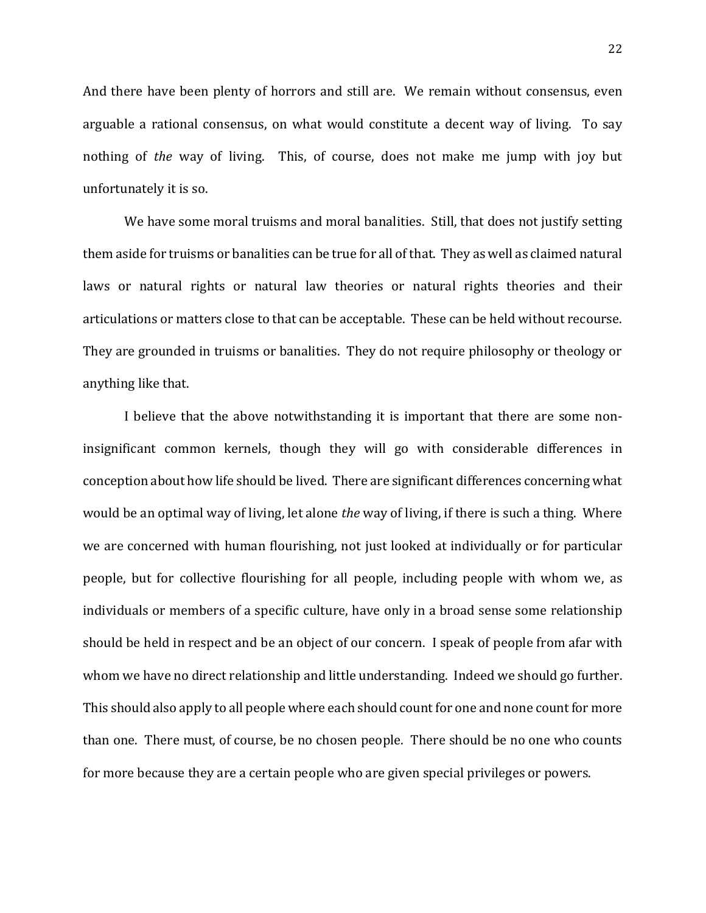And there have been plenty of horrors and still are. We remain without consensus, even arguable a rational consensus, on what would constitute a decent way of living. To say nothing of *the* way of living. This, of course, does not make me jump with joy but unfortunately it is so.

We have some moral truisms and moral banalities. Still, that does not justify setting them aside for truisms or banalities can be true for all of that. They as well as claimed natural laws or natural rights or natural law theories or natural rights theories and their articulations or matters close to that can be acceptable. These can be held without recourse. They are grounded in truisms or banalities. They do not require philosophy or theology or anything like that.

I believe that the above notwithstanding it is important that there are some non-insignificant common kernels, though they will go with considerable differences in conception about how life should be lived. There are significant differences concerning what would be an optimal way of living, let alone *the* way of living, if there is such a thing. Where we are concerned with human flourishing, not just looked at individually or for particular people, but for collective flourishing for all people, including people with whom we, as individuals or members of a specific culture, have only in a broad sense some relationship should be held in respect and be an object of our concern. I speak of people from afar with whom we have no direct relationship and little understanding. Indeed we should go further. This should also apply to all people where each should count for one and none count for more than one. There must, of course, be no chosen people. There should be no one who counts for more because they are a certain people who are given special privileges or powers.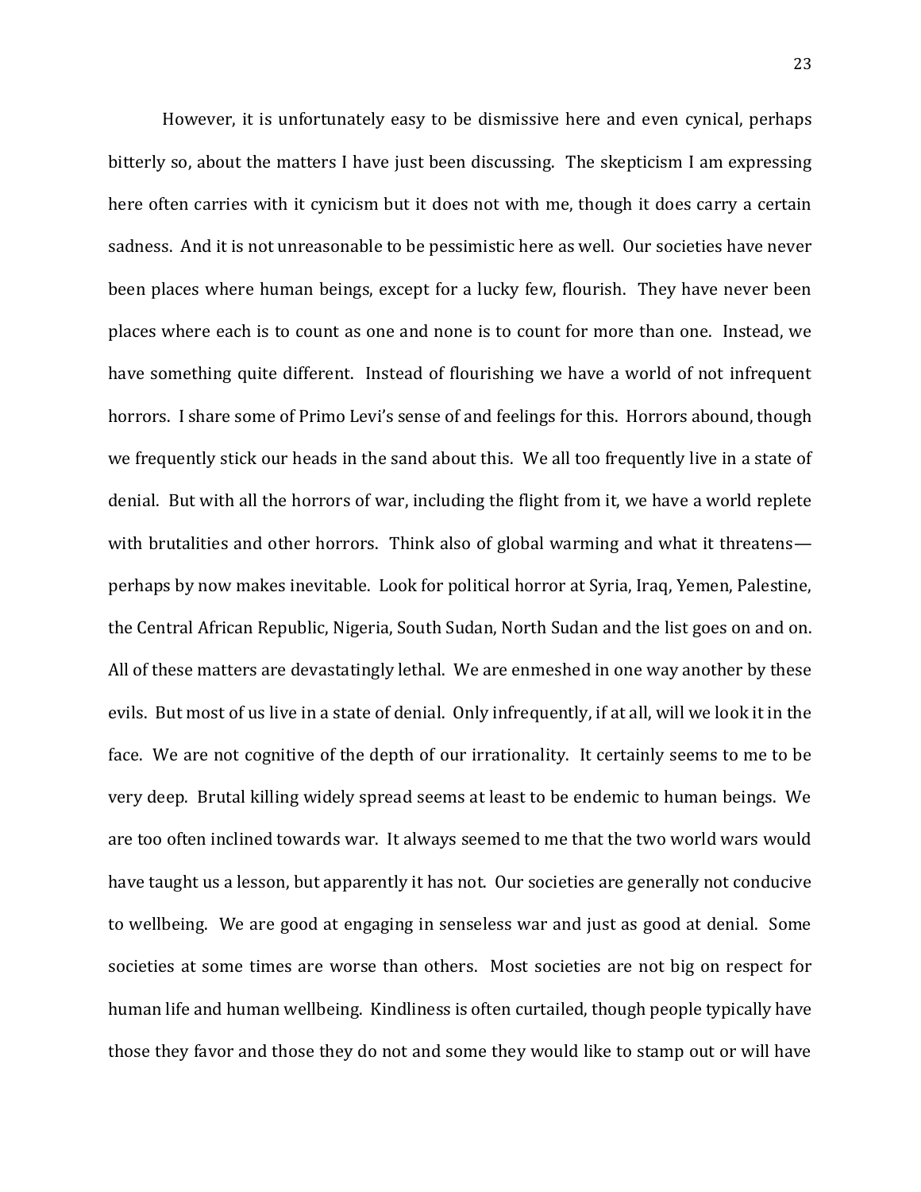However, it is unfortunately easy to be dismissive here and even cynical, perhaps bitterly so, about the matters I have just been discussing. The skepticism I am expressing here often carries with it cynicism but it does not with me, though it does carry a certain sadness. And it is not unreasonable to be pessimistic here as well. Our societies have never been places where human beings, except for a lucky few, flourish. They have never been places where each is to count as one and none is to count for more than one. Instead, we have something quite different. Instead of flourishing we have a world of not infrequent horrors. I share some of Primo Levi's sense of and feelings for this. Horrors abound, though we frequently stick our heads in the sand about this. We all too frequently live in a state of denial. But with all the horrors of war, including the flight from it, we have a world replete with brutalities and other horrors. Think also of global warming and what it threatens—perhaps by now makes inevitable. Look for political horror at Syria, Iraq, Yemen, Palestine, the Central African Republic, Nigeria, South Sudan, North Sudan and the list goes on and on. All of these matters are devastatingly lethal. We are enmeshed in one way another by these evils. But most of us live in a state of denial. Only infrequently, if at all, will we look it in the face. We are not cognitive of the depth of our irrationality. It certainly seems to me to be very deep. Brutal killing widely spread seems at least to be endemic to human beings. We are too often inclined towards war. It always seemed to me that the two world wars would have taught us a lesson, but apparently it has not. Our societies are generally not conducive to wellbeing. We are good at engaging in senseless war and just as good at denial. Some societies at some times are worse than others. Most societies are not big on respect for human life and human wellbeing. Kindliness is often curtailed, though people typically have those they favor and those they do not and some they would like to stamp out or will have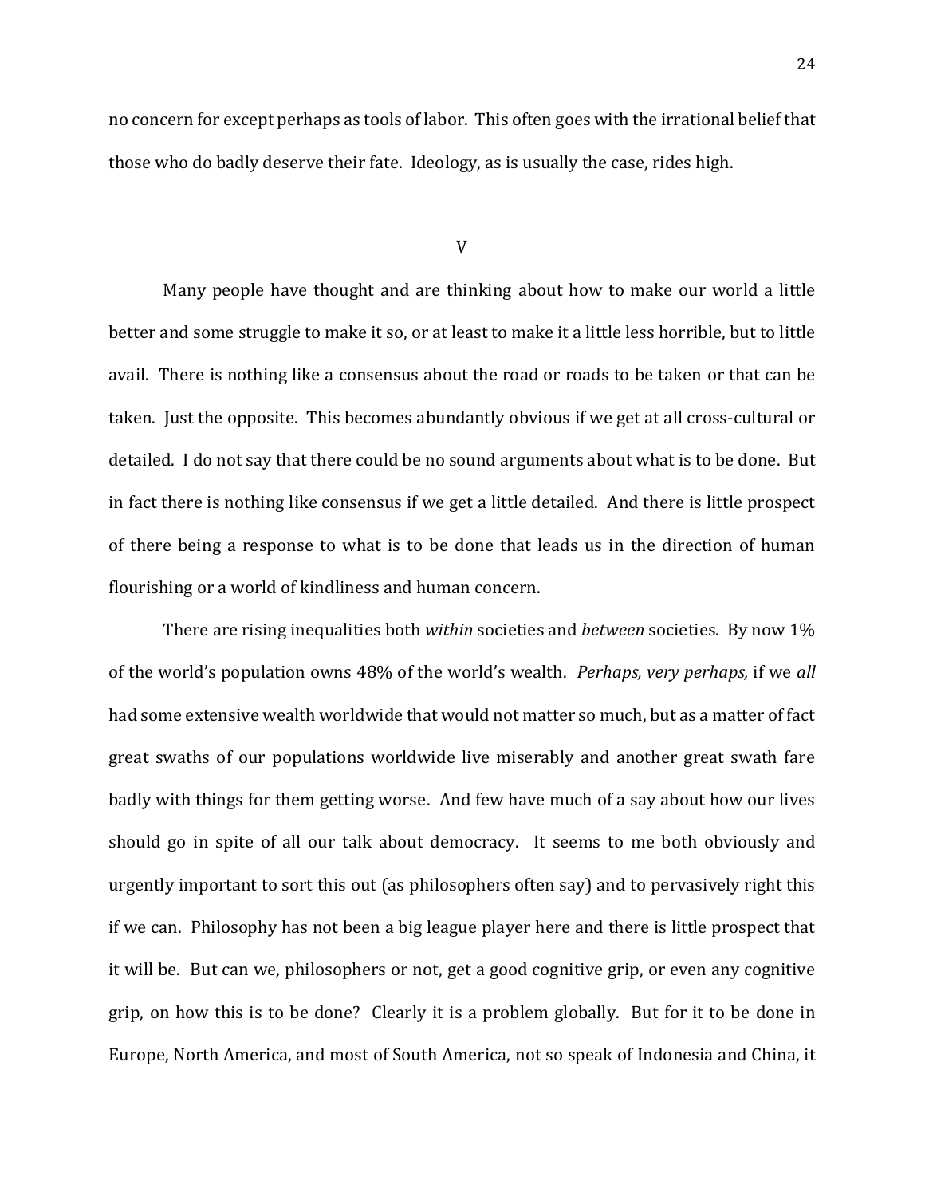no concern for except perhaps as tools of labor. This often goes with the irrational belief that those who do badly deserve their fate. Ideology, as is usually the case, rides high.

## V

Many people have thought and are thinking about how to make our world a little better and some struggle to make it so, or at least to make it a little less horrible, but to little avail. There is nothing like a consensus about the road or roads to be taken or that can be taken. Just the opposite. This becomes abundantly obvious if we get at all cross-cultural or detailed. I do not say that there could be no sound arguments about what is to be done. But in fact there is nothing like consensus if we get a little detailed. And there is little prospect of there being a response to what is to be done that leads us in the direction of human flourishing or a world of kindliness and human concern.

There are rising inequalities both *within* societies and *between* societies. By now 1% of the world's population owns 48% of the world's wealth. *Perhaps, very perhaps,* if we *all* had some extensive wealth worldwide that would not matter so much, but as a matter of fact great swaths of our populations worldwide live miserably and another great swath fare badly with things for them getting worse. And few have much of a say about how our lives should go in spite of all our talk about democracy. It seems to me both obviously and urgently important to sort this out (as philosophers often say) and to pervasively right this if we can. Philosophy has not been a big league player here and there is little prospect that it will be. But can we, philosophers or not, get a good cognitive grip, or even any cognitive grip, on how this is to be done? Clearly it is a problem globally. But for it to be done in Europe, North America, and most of South America, not so speak of Indonesia and China, it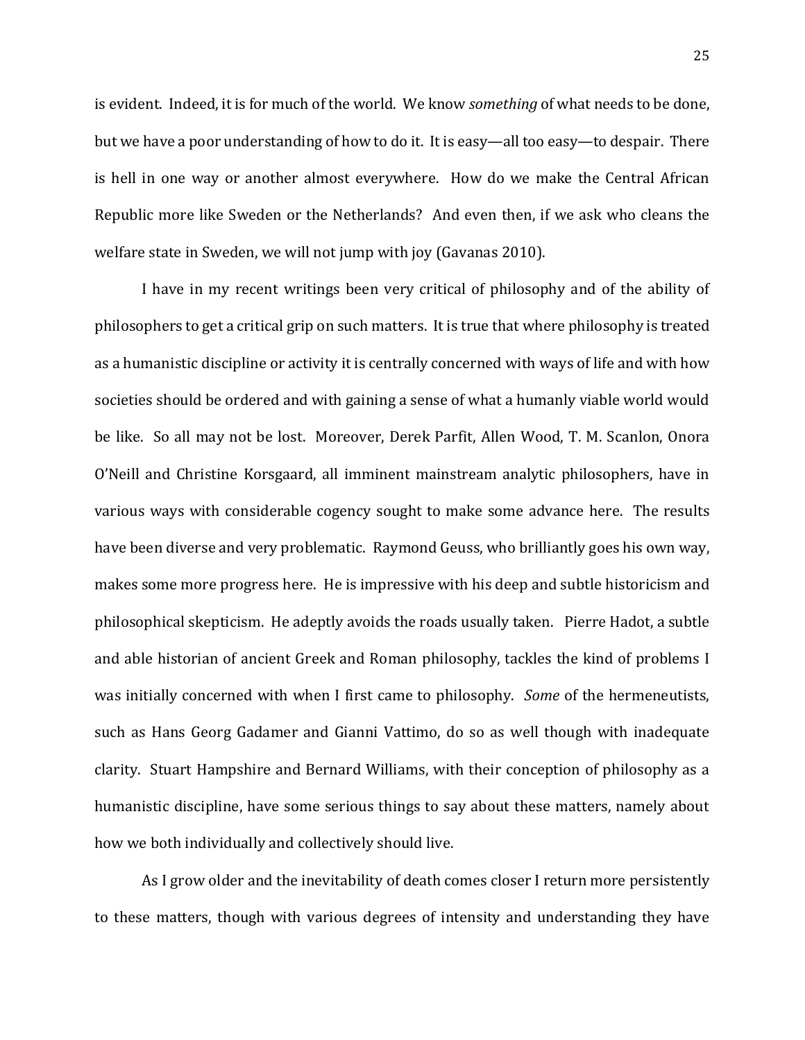is evident. Indeed, it is for much of the world. We know *something* of what needs to be done, but we have a poor understanding of how to do it. It is easy—all too easy—to despair. There is hell in one way or another almost everywhere. How do we make the Central African Republic more like Sweden or the Netherlands? And even then, if we ask who cleans the welfare state in Sweden, we will not jump with joy (Gavanas 2010).

I have in my recent writings been very critical of philosophy and of the ability of philosophers to get a critical grip on such matters. It is true that where philosophy is treated as a humanistic discipline or activity it is centrally concerned with ways of life and with how societies should be ordered and with gaining a sense of what a humanly viable world would be like. So all may not be lost. Moreover, Derek Parfit, Allen Wood, T. M. Scanlon, Onora O'Neill and Christine Korsgaard, all imminent mainstream analytic philosophers, have in various ways with considerable cogency sought to make some advance here. The results have been diverse and very problematic. Raymond Geuss, who brilliantly goes his own way, makes some more progress here. He is impressive with his deep and subtle historicism and philosophical skepticism. He adeptly avoids the roads usually taken. Pierre Hadot, a subtle and able historian of ancient Greek and Roman philosophy, tackles the kind of problems I was initially concerned with when I first came to philosophy. *Some* of the hermeneutists, such as Hans Georg Gadamer and Gianni Vattimo, do so as well though with inadequate clarity. Stuart Hampshire and Bernard Williams, with their conception of philosophy as a humanistic discipline, have some serious things to say about these matters, namely about how we both individually and collectively should live.

As I grow older and the inevitability of death comes closer I return more persistently to these matters, though with various degrees of intensity and understanding they have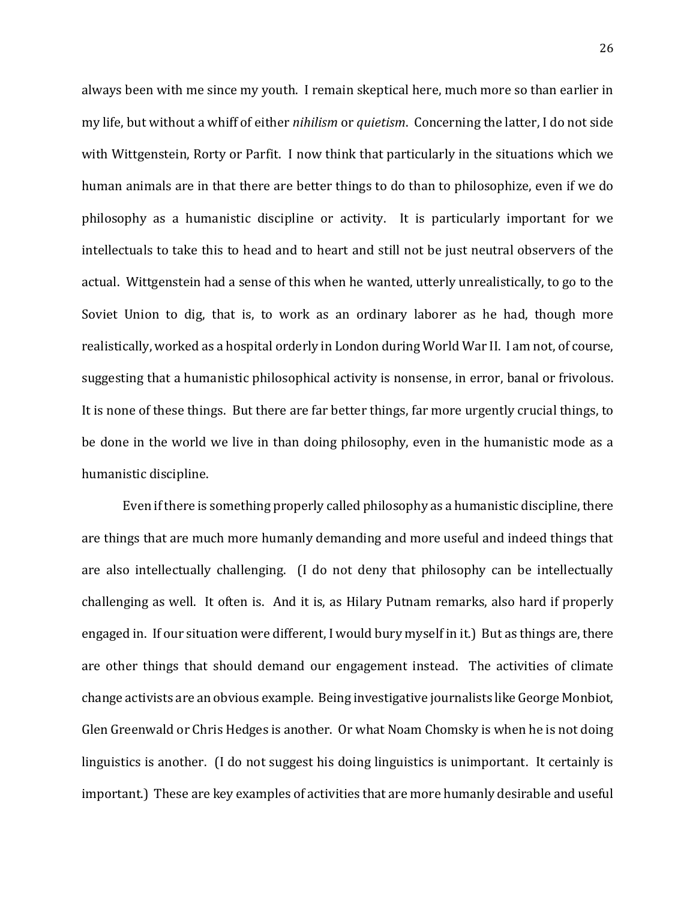always been with me since my youth. I remain skeptical here, much more so than earlier in my life, but without a whiff of either *nihilism* or *quietism*. Concerning the latter, I do not side with Wittgenstein, Rorty or Parfit. I now think that particularly in the situations which we human animals are in that there are better things to do than to philosophize, even if we do philosophy as a humanistic discipline or activity. It is particularly important for we intellectuals to take this to head and to heart and still not be just neutral observers of the actual. Wittgenstein had a sense of this when he wanted, utterly unrealistically, to go to the Soviet Union to dig, that is, to work as an ordinary laborer as he had, though more realistically, worked as a hospital orderly in London during World War II. I am not, of course, suggesting that a humanistic philosophical activity is nonsense, in error, banal or frivolous. It is none of these things. But there are far better things, far more urgently crucial things, to be done in the world we live in than doing philosophy, even in the humanistic mode as a humanistic discipline.

Even if there is something properly called philosophy as a humanistic discipline, there are things that are much more humanly demanding and more useful and indeed things that are also intellectually challenging. (I do not deny that philosophy can be intellectually challenging as well. It often is. And it is, as Hilary Putnam remarks, also hard if properly engaged in. If our situation were different, I would bury myself in it.) But as things are, there are other things that should demand our engagement instead. The activities of climate change activists are an obvious example. Being investigative journalists like George Monbiot, Glen Greenwald or Chris Hedges is another. Or what Noam Chomsky is when he is not doing linguistics is another. (I do not suggest his doing linguistics is unimportant. It certainly is important.) These are key examples of activities that are more humanly desirable and useful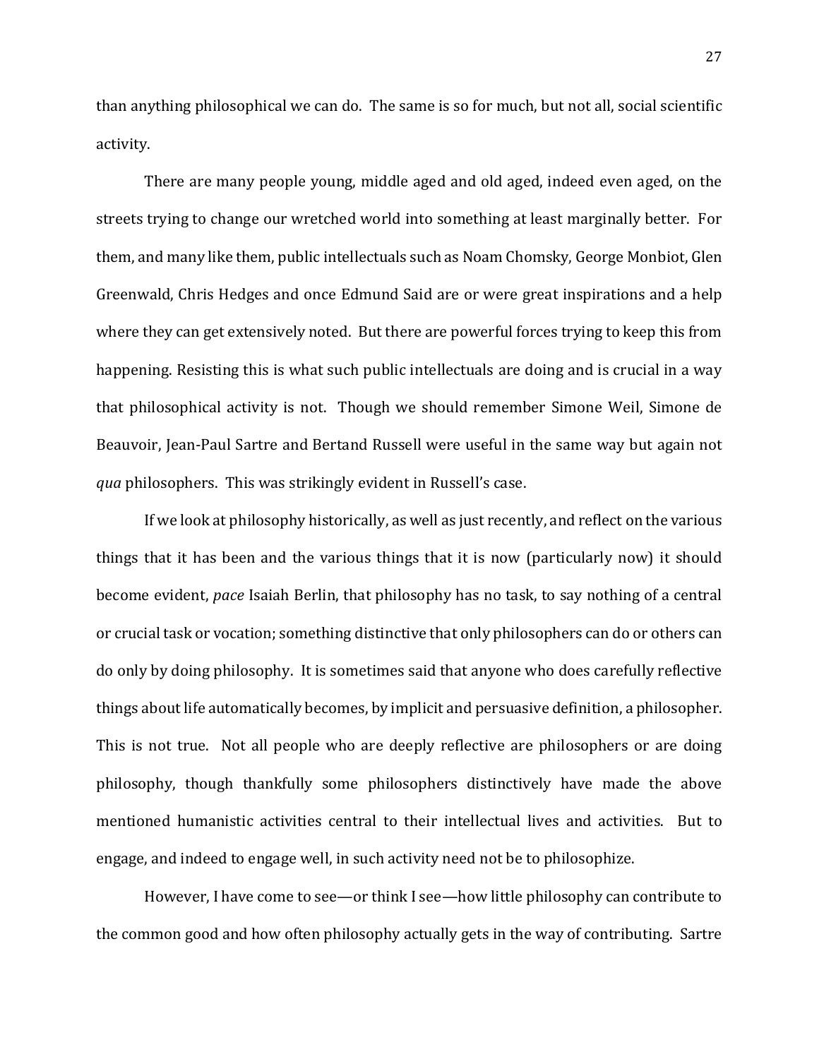than anything philosophical we can do. The same is so for much, but not all, social scientific activity.

There are many people young, middle aged and old aged, indeed even aged, on the streets trying to change our wretched world into something at least marginally better. For them, and many like them, public intellectuals such as Noam Chomsky, George Monbiot, Glen Greenwald, Chris Hedges and once Edmund Said are or were great inspirations and a help where they can get extensively noted. But there are powerful forces trying to keep this from happening. Resisting this is what such public intellectuals are doing and is crucial in a way that philosophical activity is not. Though we should remember Simone Weil, Simone de Beauvoir, Jean-Paul Sartre and Bertand Russell were useful in the same way but again not *qua* philosophers. This was strikingly evident in Russell's case.

If we look at philosophy historically, as well as just recently, and reflect on the various things that it has been and the various things that it is now (particularly now) it should become evident, *pace* Isaiah Berlin, that philosophy has no task, to say nothing of a central or crucial task or vocation; something distinctive that only philosophers can do or others can do only by doing philosophy. It is sometimes said that anyone who does carefully reflective things about life automatically becomes, by implicit and persuasive definition, a philosopher. This is not true. Not all people who are deeply reflective are philosophers or are doing philosophy, though thankfully some philosophers distinctively have made the above mentioned humanistic activities central to their intellectual lives and activities. But to engage, and indeed to engage well, in such activity need not be to philosophize.

However, I have come to see—or think I see—how little philosophy can contribute to the common good and how often philosophy actually gets in the way of contributing. Sartre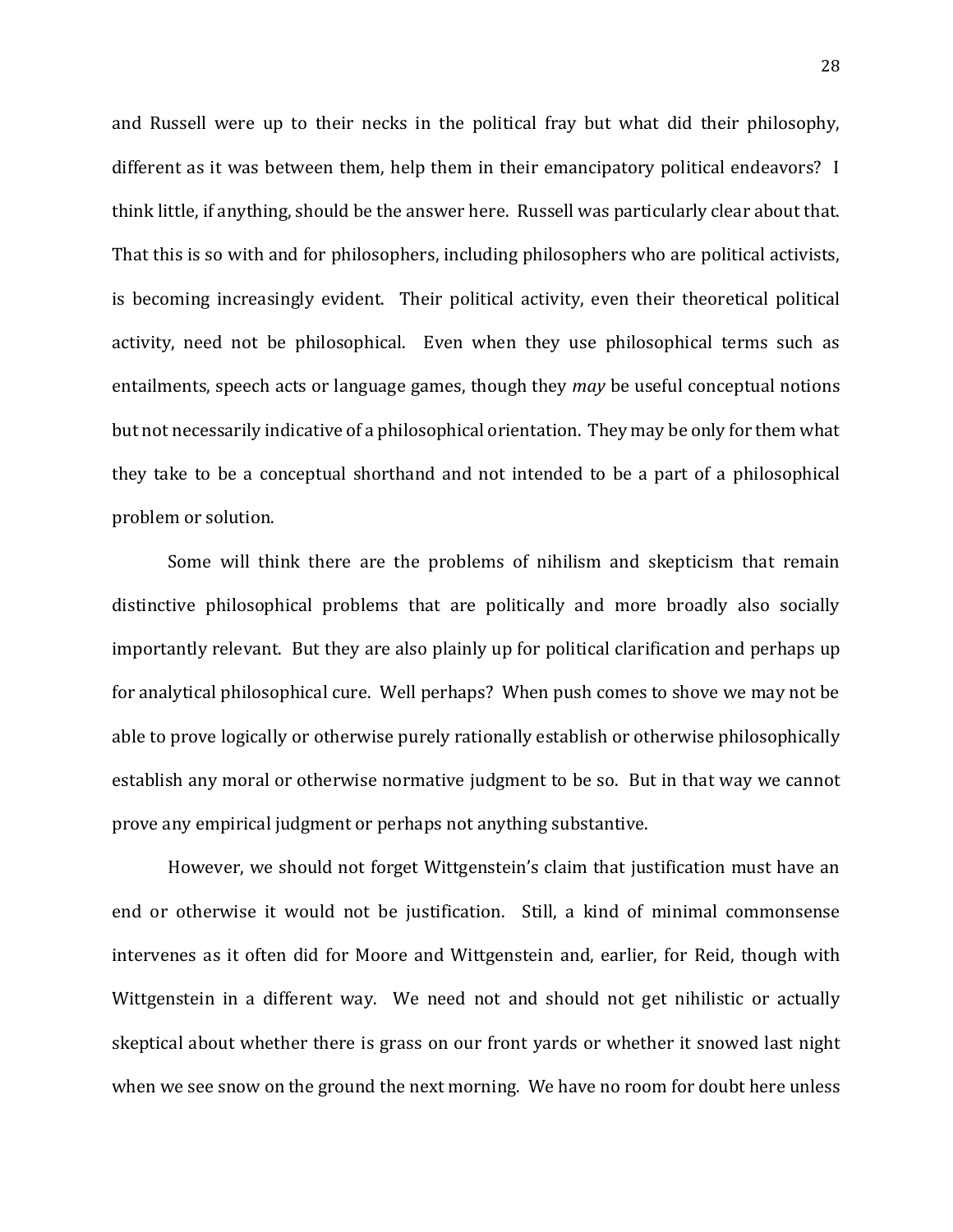and Russell were up to their necks in the political fray but what did their philosophy, different as it was between them, help them in their emancipatory political endeavors? I think little, if anything, should be the answer here. Russell was particularly clear about that. That this is so with and for philosophers, including philosophers who are political activists, is becoming increasingly evident. Their political activity, even their theoretical political activity, need not be philosophical. Even when they use philosophical terms such as entailments, speech acts or language games, though they *may* be useful conceptual notions but not necessarily indicative of a philosophical orientation. They may be only for them what they take to be a conceptual shorthand and not intended to be a part of a philosophical problem or solution.

Some will think there are the problems of nihilism and skepticism that remain distinctive philosophical problems that are politically and more broadly also socially importantly relevant. But they are also plainly up for political clarification and perhaps up for analytical philosophical cure. Well perhaps? When push comes to shove we may not be able to prove logically or otherwise purely rationally establish or otherwise philosophically establish any moral or otherwise normative judgment to be so. But in that way we cannot prove any empirical judgment or perhaps not anything substantive.

However, we should not forget Wittgenstein's claim that justification must have an end or otherwise it would not be justification. Still, a kind of minimal commonsense intervenes as it often did for Moore and Wittgenstein and, earlier, for Reid, though with Wittgenstein in a different way. We need not and should not get nihilistic or actually skeptical about whether there is grass on our front yards or whether it snowed last night when we see snow on the ground the next morning. We have no room for doubt here unless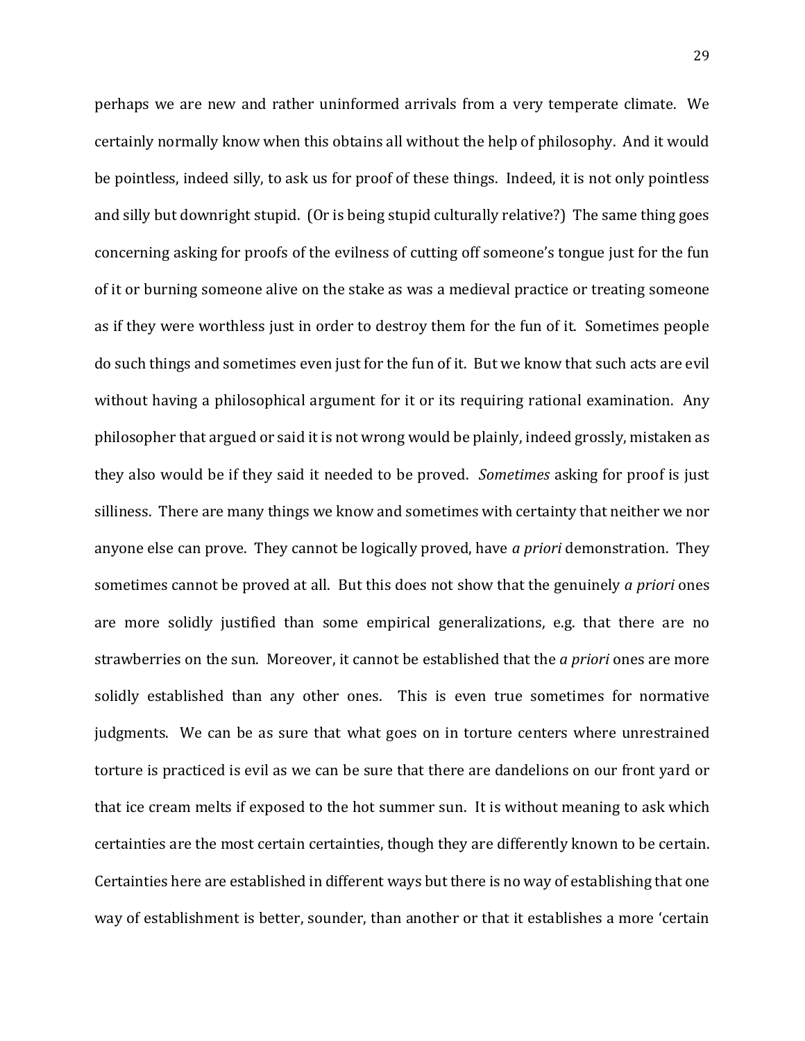perhaps we are new and rather uninformed arrivals from a very temperate climate. We certainly normally know when this obtains all without the help of philosophy. And it would be pointless, indeed silly, to ask us for proof of these things. Indeed, it is not only pointless and silly but downright stupid. (Or is being stupid culturally relative?) The same thing goes concerning asking for proofs of the evilness of cutting off someone's tongue just for the fun of it or burning someone alive on the stake as was a medieval practice or treating someone as if they were worthless just in order to destroy them for the fun of it. Sometimes people do such things and sometimes even just for the fun of it. But we know that such acts are evil without having a philosophical argument for it or its requiring rational examination. Any philosopher that argued or said it is not wrong would be plainly, indeed grossly, mistaken as they also would be if they said it needed to be proved. *Sometimes* asking for proof is just silliness. There are many things we know and sometimes with certainty that neither we nor anyone else can prove. They cannot be logically proved, have *a priori* demonstration. They sometimes cannot be proved at all. But this does not show that the genuinely *a priori* ones are more solidly justified than some empirical generalizations, e.g. that there are no strawberries on the sun. Moreover, it cannot be established that the *a priori* ones are more solidly established than any other ones. This is even true sometimes for normative judgments. We can be as sure that what goes on in torture centers where unrestrained torture is practiced is evil as we can be sure that there are dandelions on our front yard or that ice cream melts if exposed to the hot summer sun. It is without meaning to ask which certainties are the most certain certainties, though they are differently known to be certain. Certainties here are established in different ways but there is no way of establishing that one way of establishment is better, sounder, than another or that it establishes a more 'certain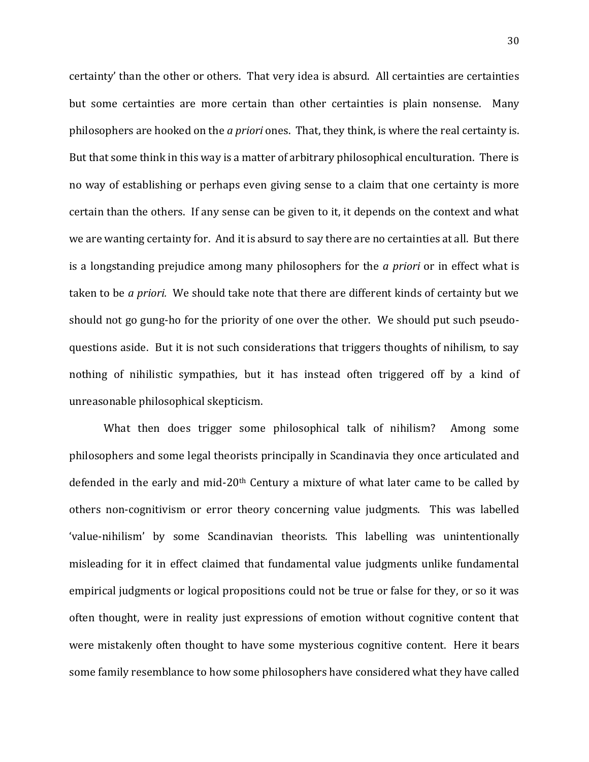certainty' than the other or others. That very idea is absurd. All certainties are certainties but some certainties are more certain than other certainties is plain nonsense. Many philosophers are hooked on the *a priori* ones. That, they think, is where the real certainty is. But that some think in this way is a matter of arbitrary philosophical enculturation. There is no way of establishing or perhaps even giving sense to a claim that one certainty is more certain than the others. If any sense can be given to it, it depends on the context and what we are wanting certainty for. And it is absurd to say there are no certainties at all. But there is a longstanding prejudice among many philosophers for the *a priori* or in effect what is taken to be *a priori.* We should take note that there are different kinds of certainty but we should not go gung-ho for the priority of one over the other. We should put such pseudo-questions aside. But it is not such considerations that triggers thoughts of nihilism, to say nothing of nihilistic sympathies, but it has instead often triggered off by a kind of unreasonable philosophical skepticism.

What then does trigger some philosophical talk of nihilism? Among some philosophers and some legal theorists principally in Scandinavia they once articulated and defended in the early and mid-20th Century a mixture of what later came to be called by others non-cognitivism or error theory concerning value judgments. This was labelled 'value-nihilism' by some Scandinavian theorists. This labelling was unintentionally misleading for it in effect claimed that fundamental value judgments unlike fundamental empirical judgments or logical propositions could not be true or false for they, or so it was often thought, were in reality just expressions of emotion without cognitive content that were mistakenly often thought to have some mysterious cognitive content. Here it bears some family resemblance to how some philosophers have considered what they have called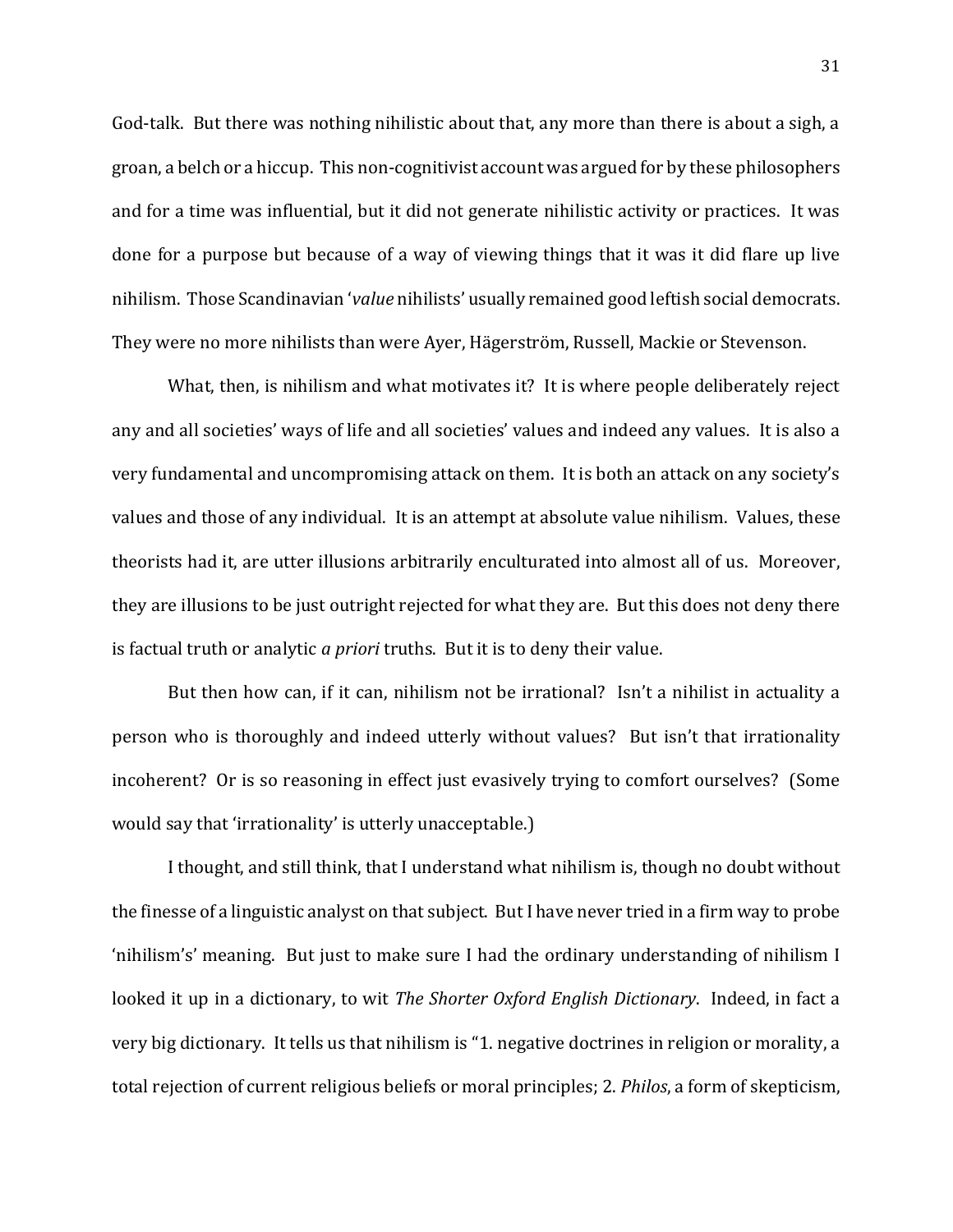God-talk. But there was nothing nihilistic about that, any more than there is about a sigh, a groan, a belch or a hiccup. This non-cognitivist account was argued for by these philosophers and for a time was influential, but it did not generate nihilistic activity or practices. It was done for a purpose but because of a way of viewing things that it was it did flare up live nihilism. Those Scandinavian '*value* nihilists' usually remained good leftish social democrats. They were no more nihilists than were Ayer, Hägerström, Russell, Mackie or Stevenson.

What, then, is nihilism and what motivates it? It is where people deliberately reject any and all societies' ways of life and all societies' values and indeed any values. It is also a very fundamental and uncompromising attack on them. It is both an attack on any society's values and those of any individual. It is an attempt at absolute value nihilism. Values, these theorists had it, are utter illusions arbitrarily enculturated into almost all of us. Moreover, they are illusions to be just outright rejected for what they are. But this does not deny there is factual truth or analytic *a priori* truths. But it is to deny their value.

But then how can, if it can, nihilism not be irrational? Isn't a nihilist in actuality a person who is thoroughly and indeed utterly without values? But isn't that irrationality incoherent? Or is so reasoning in effect just evasively trying to comfort ourselves? (Some would say that 'irrationality' is utterly unacceptable.)

I thought, and still think, that I understand what nihilism is, though no doubt without the finesse of a linguistic analyst on that subject. But I have never tried in a firm way to probe 'nihilism's' meaning. But just to make sure I had the ordinary understanding of nihilism I looked it up in a dictionary, to wit *The Shorter Oxford English Dictionary*. Indeed, in fact a very big dictionary. It tells us that nihilism is "1. negative doctrines in religion or morality, a total rejection of current religious beliefs or moral principles; 2. *Philos*, a form of skepticism,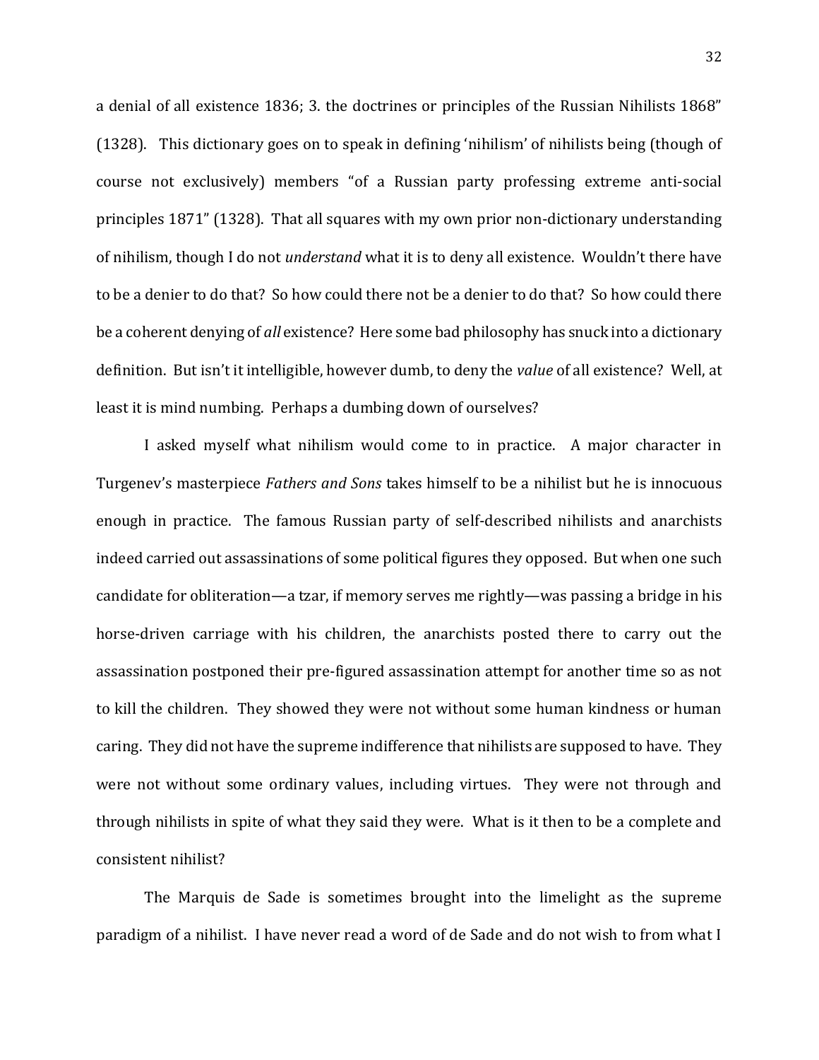a denial of all existence 1836; 3. the doctrines or principles of the Russian Nihilists 1868" (1328). This dictionary goes on to speak in defining 'nihilism' of nihilists being (though of course not exclusively) members "of a Russian party professing extreme anti-social principles 1871" (1328). That all squares with my own prior non-dictionary understanding of nihilism, though I do not *understand* what it is to deny all existence. Wouldn't there have to be a denier to do that? So how could there not be a denier to do that? So how could there be a coherent denying of *all* existence? Here some bad philosophy has snuck into a dictionary definition. But isn't it intelligible, however dumb, to deny the *value* of all existence? Well, at least it is mind numbing. Perhaps a dumbing down of ourselves?

I asked myself what nihilism would come to in practice. A major character in Turgenev's masterpiece *Fathers and Sons* takes himself to be a nihilist but he is innocuous enough in practice. The famous Russian party of self-described nihilists and anarchists indeed carried out assassinations of some political figures they opposed. But when one such candidate for obliteration—a tzar, if memory serves me rightly—was passing a bridge in his horse-driven carriage with his children, the anarchists posted there to carry out the assassination postponed their pre-figured assassination attempt for another time so as not to kill the children. They showed they were not without some human kindness or human caring. They did not have the supreme indifference that nihilists are supposed to have. They were not without some ordinary values, including virtues. They were not through and through nihilists in spite of what they said they were. What is it then to be a complete and consistent nihilist?

The Marquis de Sade is sometimes brought into the limelight as the supreme paradigm of a nihilist. I have never read a word of de Sade and do not wish to from what I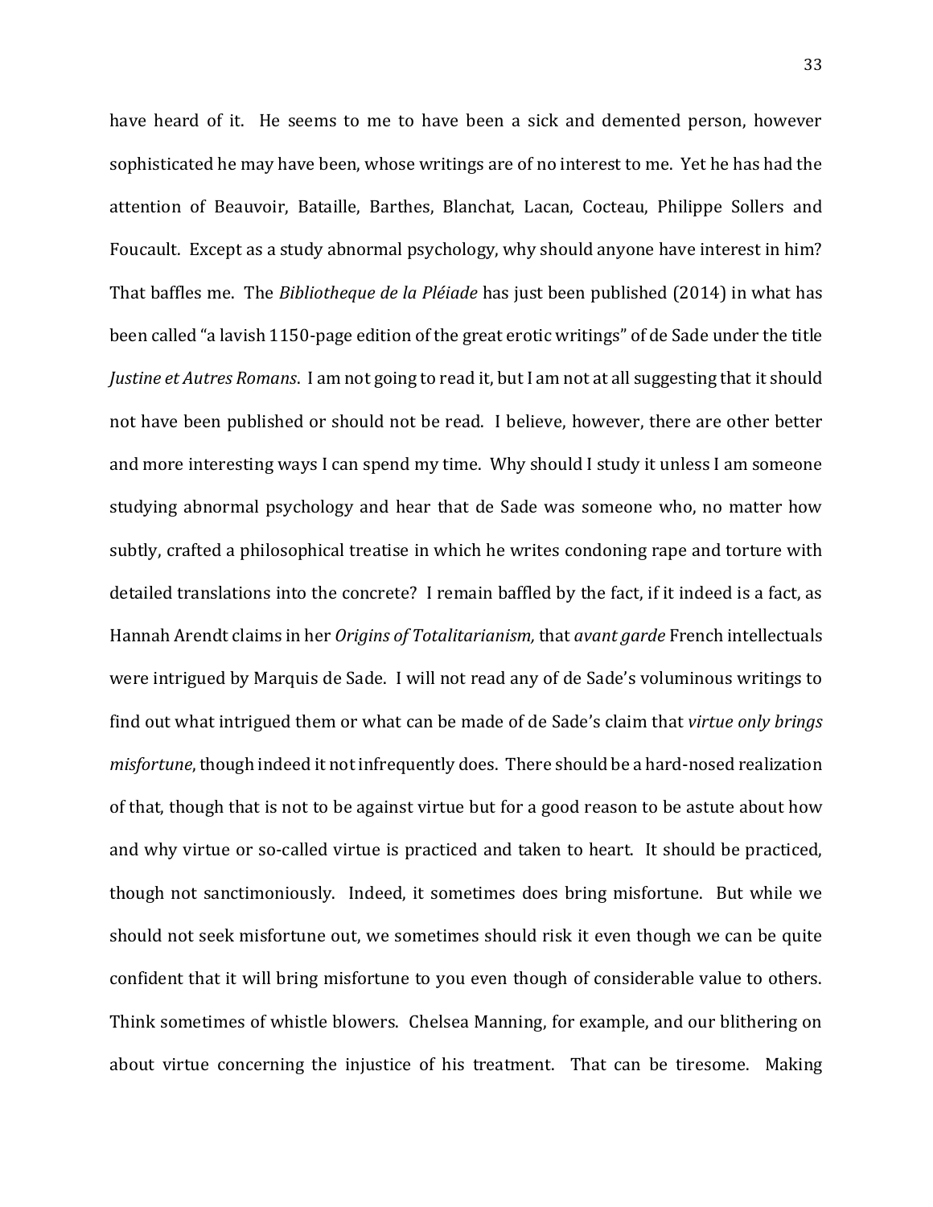have heard of it. He seems to me to have been a sick and demented person, however sophisticated he may have been, whose writings are of no interest to me. Yet he has had the attention of Beauvoir, Bataille, Barthes, Blanchat, Lacan, Cocteau, Philippe Sollers and Foucault. Except as a study abnormal psychology, why should anyone have interest in him? That baffles me. The *Bibliotheque de la Pléiade* has just been published (2014) in what has been called "a lavish 1150-page edition of the great erotic writings" of de Sade under the title *Justine et Autres Romans*. I am not going to read it, but I am not at all suggesting that it should not have been published or should not be read. I believe, however, there are other better and more interesting ways I can spend my time. Why should I study it unless I am someone studying abnormal psychology and hear that de Sade was someone who, no matter how subtly, crafted a philosophical treatise in which he writes condoning rape and torture with detailed translations into the concrete? I remain baffled by the fact, if it indeed is a fact, as Hannah Arendt claims in her *Origins of Totalitarianism,* that *avant garde* French intellectuals were intrigued by Marquis de Sade. I will not read any of de Sade's voluminous writings to find out what intrigued them or what can be made of de Sade's claim that *virtue only brings misfortune*, though indeed it not infrequently does. There should be a hard-nosed realization of that, though that is not to be against virtue but for a good reason to be astute about how and why virtue or so-called virtue is practiced and taken to heart. It should be practiced, though not sanctimoniously. Indeed, it sometimes does bring misfortune. But while we should not seek misfortune out, we sometimes should risk it even though we can be quite confident that it will bring misfortune to you even though of considerable value to others. Think sometimes of whistle blowers. Chelsea Manning, for example, and our blithering on about virtue concerning the injustice of his treatment. That can be tiresome. Making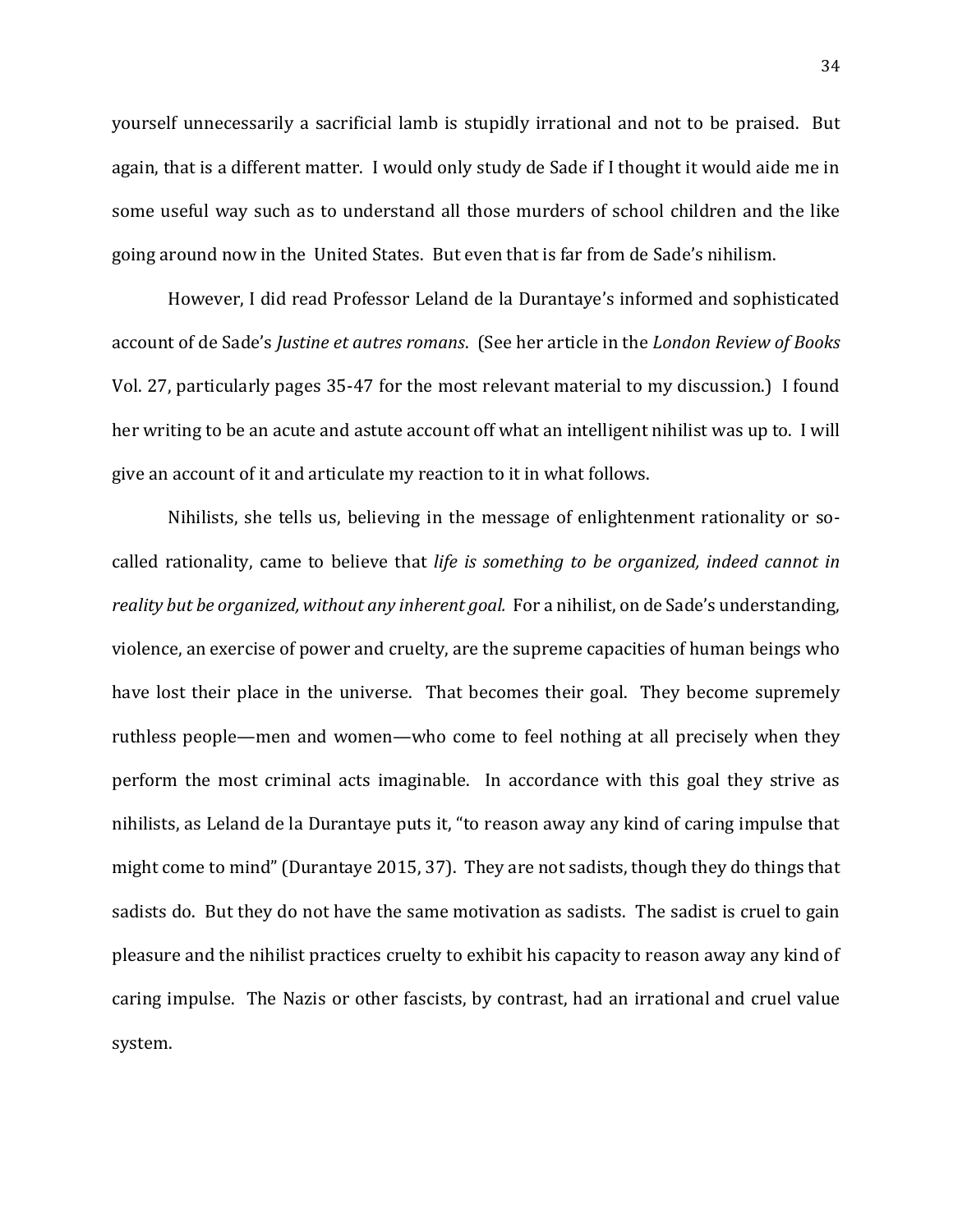yourself unnecessarily a sacrificial lamb is stupidly irrational and not to be praised. But again, that is a different matter. I would only study de Sade if I thought it would aide me in some useful way such as to understand all those murders of school children and the like going around now in the United States. But even that is far from de Sade's nihilism.

However, I did read Professor Leland de la Durantaye's informed and sophisticated account of de Sade's *Justine et autres romans*. (See her article in the *London Review of Books* Vol. 27, particularly pages 35-47 for the most relevant material to my discussion.) I found her writing to be an acute and astute account off what an intelligent nihilist was up to. I will give an account of it and articulate my reaction to it in what follows.

Nihilists, she tells us, believing in the message of enlightenment rationality or so-called rationality, came to believe that *life is something to be organized, indeed cannot in reality but be organized, without any inherent goal.* For a nihilist, on de Sade's understanding, violence, an exercise of power and cruelty, are the supreme capacities of human beings who have lost their place in the universe. That becomes their goal. They become supremely ruthless people—men and women—who come to feel nothing at all precisely when they perform the most criminal acts imaginable. In accordance with this goal they strive as nihilists, as Leland de la Durantaye puts it, "to reason away any kind of caring impulse that might come to mind" (Durantaye 2015, 37). They are not sadists, though they do things that sadists do. But they do not have the same motivation as sadists. The sadist is cruel to gain pleasure and the nihilist practices cruelty to exhibit his capacity to reason away any kind of caring impulse. The Nazis or other fascists, by contrast, had an irrational and cruel value system.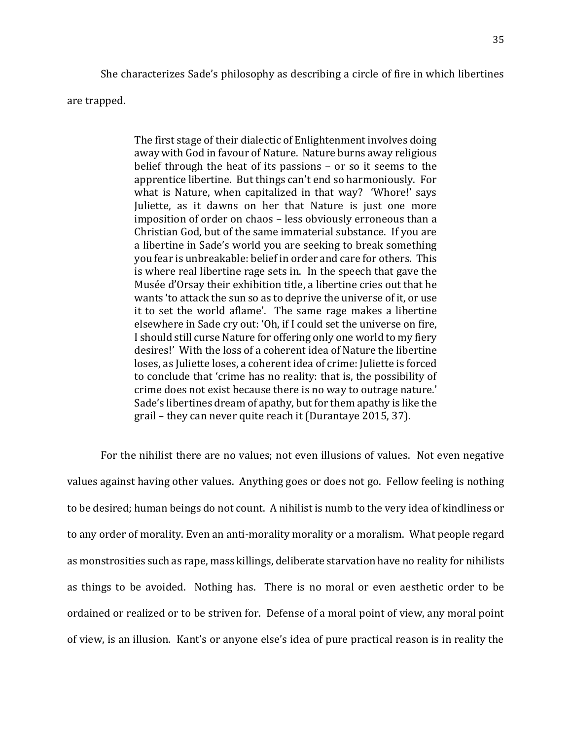She characterizes Sade's philosophy as describing a circle of fire in which libertines are trapped.

> The first stage of their dialectic of Enlightenment involves doing away with God in favour of Nature. Nature burns away religious belief through the heat of its passions – or so it seems to the apprentice libertine. But things can't end so harmoniously. For what is Nature, when capitalized in that way? 'Whore!' says Juliette, as it dawns on her that Nature is just one more imposition of order on chaos – less obviously erroneous than a Christian God, but of the same immaterial substance. If you are a libertine in Sade's world you are seeking to break something you fear is unbreakable: belief in order and care for others. This is where real libertine rage sets in. In the speech that gave the Musée d'Orsay their exhibition title, a libertine cries out that he wants 'to attack the sun so as to deprive the universe of it, or use it to set the world aflame'. The same rage makes a libertine elsewhere in Sade cry out: 'Oh, if I could set the universe on fire, I should still curse Nature for offering only one world to my fiery desires!' With the loss of a coherent idea of Nature the libertine loses, as Juliette loses, a coherent idea of crime: Juliette is forced to conclude that 'crime has no reality: that is, the possibility of crime does not exist because there is no way to outrage nature.' Sade's libertines dream of apathy, but for them apathy is like the grail – they can never quite reach it (Durantaye 2015, 37).

For the nihilist there are no values; not even illusions of values. Not even negative values against having other values. Anything goes or does not go. Fellow feeling is nothing to be desired; human beings do not count. A nihilist is numb to the very idea of kindliness or to any order of morality. Even an anti-morality morality or a moralism. What people regard as monstrosities such as rape, mass killings, deliberate starvation have no reality for nihilists as things to be avoided. Nothing has. There is no moral or even aesthetic order to be ordained or realized or to be striven for. Defense of a moral point of view, any moral point of view, is an illusion. Kant's or anyone else's idea of pure practical reason is in reality the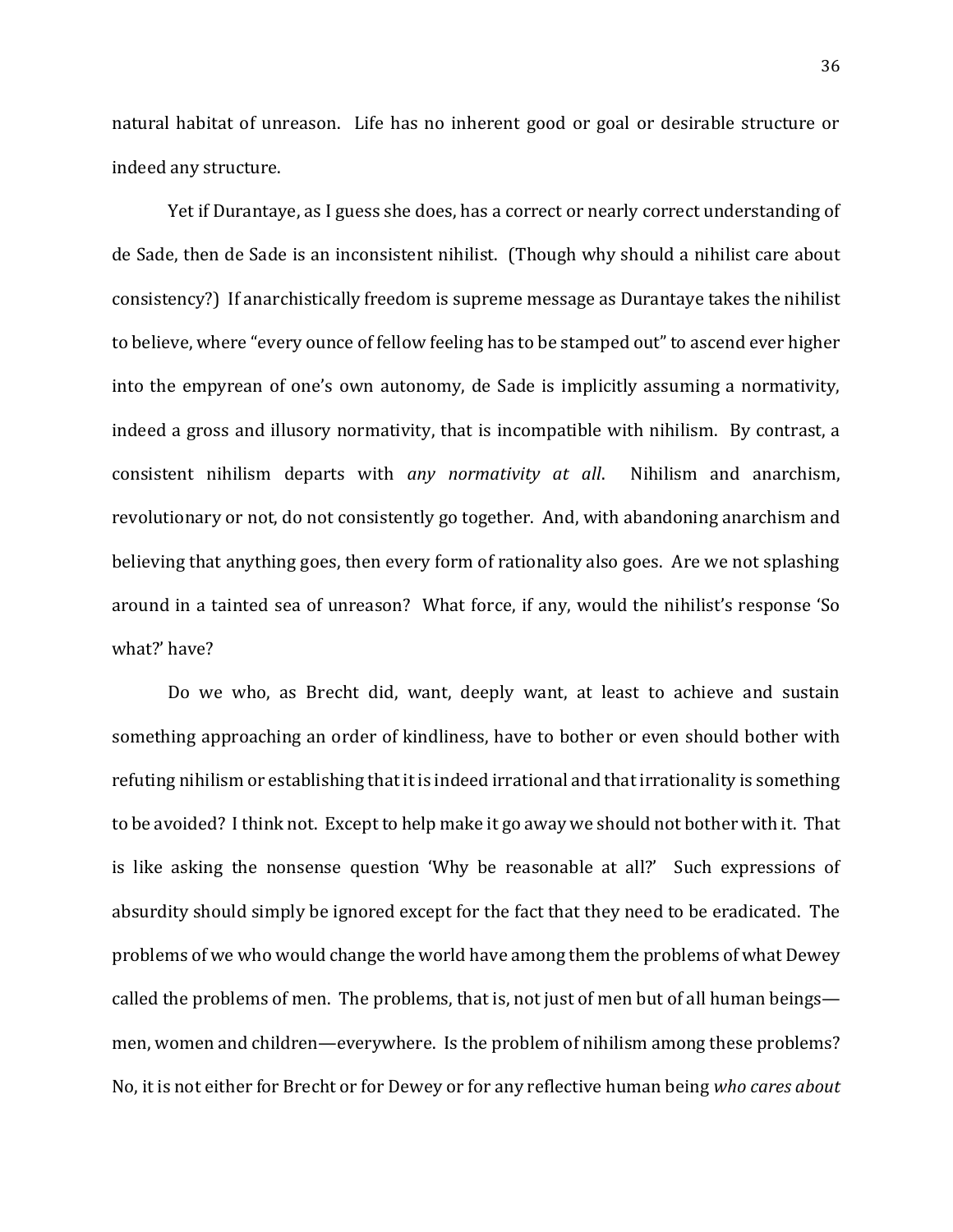natural habitat of unreason. Life has no inherent good or goal or desirable structure or indeed any structure.

Yet if Durantaye, as I guess she does, has a correct or nearly correct understanding of de Sade, then de Sade is an inconsistent nihilist. (Though why should a nihilist care about consistency?) If anarchistically freedom is supreme message as Durantaye takes the nihilist to believe, where "every ounce of fellow feeling has to be stamped out" to ascend ever higher into the empyrean of one's own autonomy, de Sade is implicitly assuming a normativity, indeed a gross and illusory normativity, that is incompatible with nihilism. By contrast, a consistent nihilism departs with *any normativity at all*. Nihilism and anarchism, revolutionary or not, do not consistently go together. And, with abandoning anarchism and believing that anything goes, then every form of rationality also goes. Are we not splashing around in a tainted sea of unreason? What force, if any, would the nihilist's response 'So what?' have?

Do we who, as Brecht did, want, deeply want, at least to achieve and sustain something approaching an order of kindliness, have to bother or even should bother with refuting nihilism or establishing that it is indeed irrational and that irrationality is something to be avoided? I think not. Except to help make it go away we should not bother with it. That is like asking the nonsense question 'Why be reasonable at all?' Such expressions of absurdity should simply be ignored except for the fact that they need to be eradicated. The problems of we who would change the world have among them the problems of what Dewey called the problems of men. The problems, that is, not just of men but of all human beings—men, women and children—everywhere. Is the problem of nihilism among these problems? No, it is not either for Brecht or for Dewey or for any reflective human being *who cares about*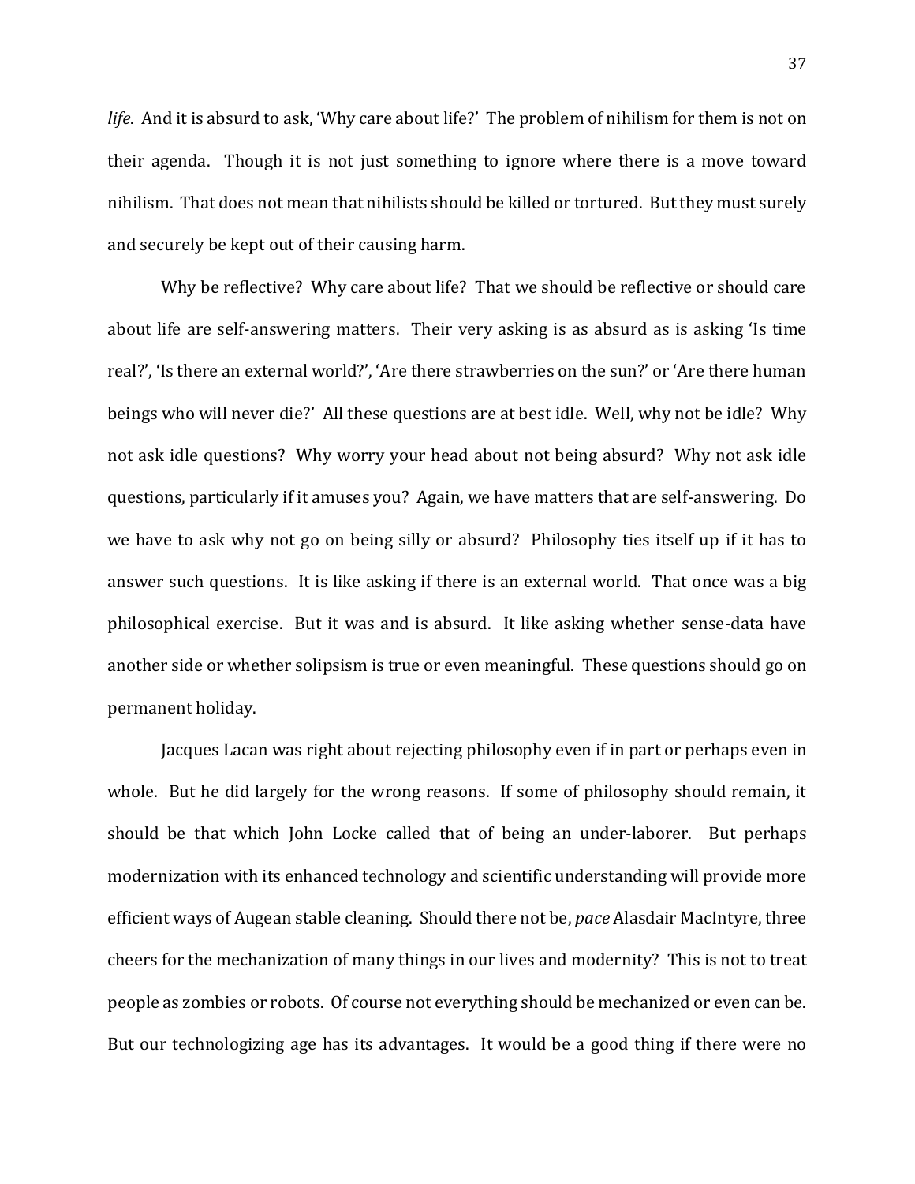*life*. And it is absurd to ask, 'Why care about life?' The problem of nihilism for them is not on their agenda. Though it is not just something to ignore where there is a move toward nihilism. That does not mean that nihilists should be killed or tortured. But they must surely and securely be kept out of their causing harm.

Why be reflective? Why care about life? That we should be reflective or should care about life are self-answering matters. Their very asking is as absurd as is asking 'Is time real?', 'Is there an external world?', 'Are there strawberries on the sun?' or 'Are there human beings who will never die?' All these questions are at best idle. Well, why not be idle? Why not ask idle questions? Why worry your head about not being absurd? Why not ask idle questions, particularly if it amuses you? Again, we have matters that are self-answering. Do we have to ask why not go on being silly or absurd? Philosophy ties itself up if it has to answer such questions. It is like asking if there is an external world. That once was a big philosophical exercise. But it was and is absurd. It like asking whether sense-data have another side or whether solipsism is true or even meaningful. These questions should go on permanent holiday.

Jacques Lacan was right about rejecting philosophy even if in part or perhaps even in whole. But he did largely for the wrong reasons. If some of philosophy should remain, it should be that which John Locke called that of being an under-laborer. But perhaps modernization with its enhanced technology and scientific understanding will provide more efficient ways of Augean stable cleaning. Should there not be, *pace* Alasdair MacIntyre, three cheers for the mechanization of many things in our lives and modernity? This is not to treat people as zombies or robots. Of course not everything should be mechanized or even can be. But our technologizing age has its advantages. It would be a good thing if there were no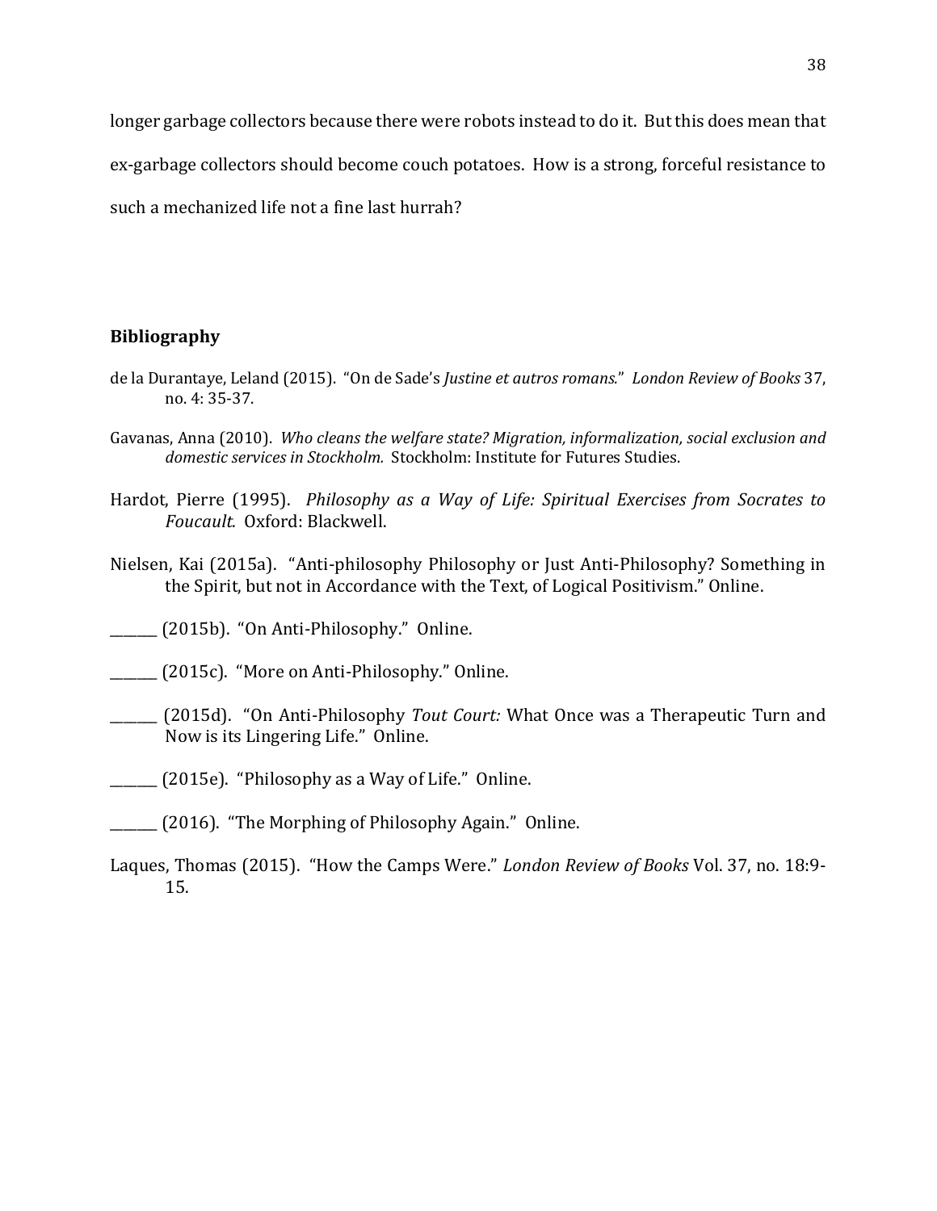longer garbage collectors because there were robots instead to do it. But this does mean that ex-garbage collectors should become couch potatoes. How is a strong, forceful resistance to such a mechanized life not a fine last hurrah?

## Bibliography

de la Durantaye, Leland (2015). "On de Sade's *Justine et autros romans.*" *London Review of Books* 37, no. 4: 35-37.

Gavanas, Anna (2010). *Who cleans the welfare state? Migration, informalization, social exclusion and domestic services in Stockholm.* Stockholm: Institute for Futures Studies.

Hardot, Pierre (1995). *Philosophy as a Way of Life: Spiritual Exercises from Socrates to Foucault.* Oxford: Blackwell.

Nielsen, Kai (2015a). "Anti-philosophy Philosophy or Just Anti-Philosophy? Something in the Spirit, but not in Accordance with the Text, of Logical Positivism." Online.

_______ (2015b). "On Anti-Philosophy." Online.

_______ (2015c). "More on Anti-Philosophy." Online.

_______ (2015d). "On Anti-Philosophy *Tout Court:* What Once was a Therapeutic Turn and Now is its Lingering Life." Online.

_______ (2015e). "Philosophy as a Way of Life." Online.

_______ (2016). "The Morphing of Philosophy Again." Online.

Laques, Thomas (2015). "How the Camps Were." *London Review of Books* Vol. 37, no. 18:9-15.